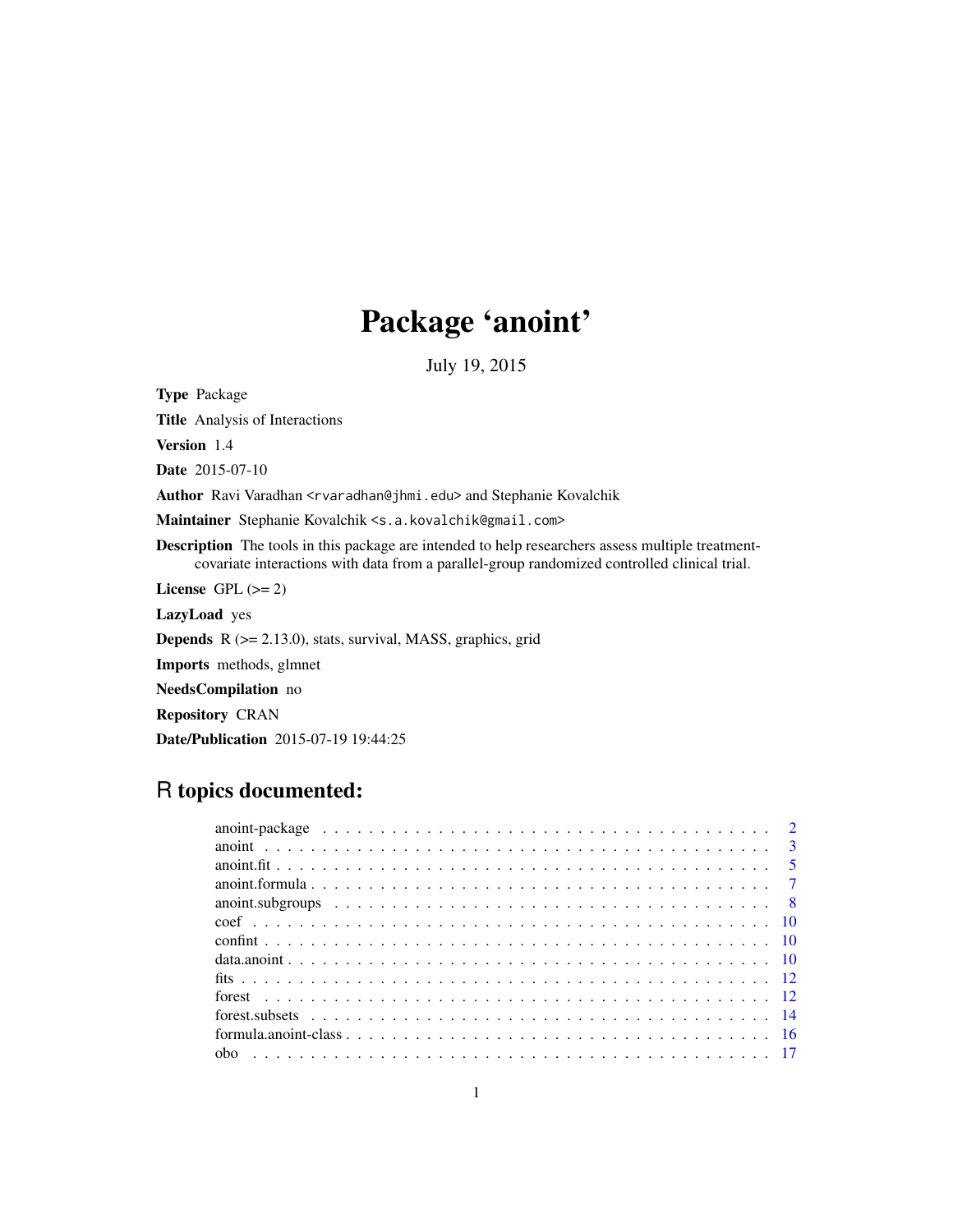# Package 'anoint'

July 19, 2015

**Type** Package

**Title** Analysis of Interactions

**Version** 1.4

**Date** 2015-07-10

**Author** Ravi Varadhan <rvaradhan@jhmi.edu> and Stephanie Kovalchik

**Maintainer** Stephanie Kovalchik <s.a.kovalchik@gmail.com>

**Description** The tools in this package are intended to help researchers assess multiple treatment-covariate interactions with data from a parallel-group randomized controlled clinical trial.

**License** GPL (>= 2)

**LazyLoad** yes

**Depends** R (>= 2.13.0), stats, survival, MASS, graphics, grid

**Imports** methods, glmnet

**NeedsCompilation** no

**Repository** CRAN

**Date/Publication** 2015-07-19 19:44:25

## R topics documented:

| | |
|---|---|
| anoint-package | 2 |
| anoint | 3 |
| anoint.fit | 5 |
| anoint.formula | 7 |
| anoint.subgroups | 8 |
| coef | 10 |
| confint | 10 |
| data.anoint | 10 |
| fits | 12 |
| forest | 12 |
| forest.subsets | 14 |
| formula.anoint-class | 16 |
| obo | 17 |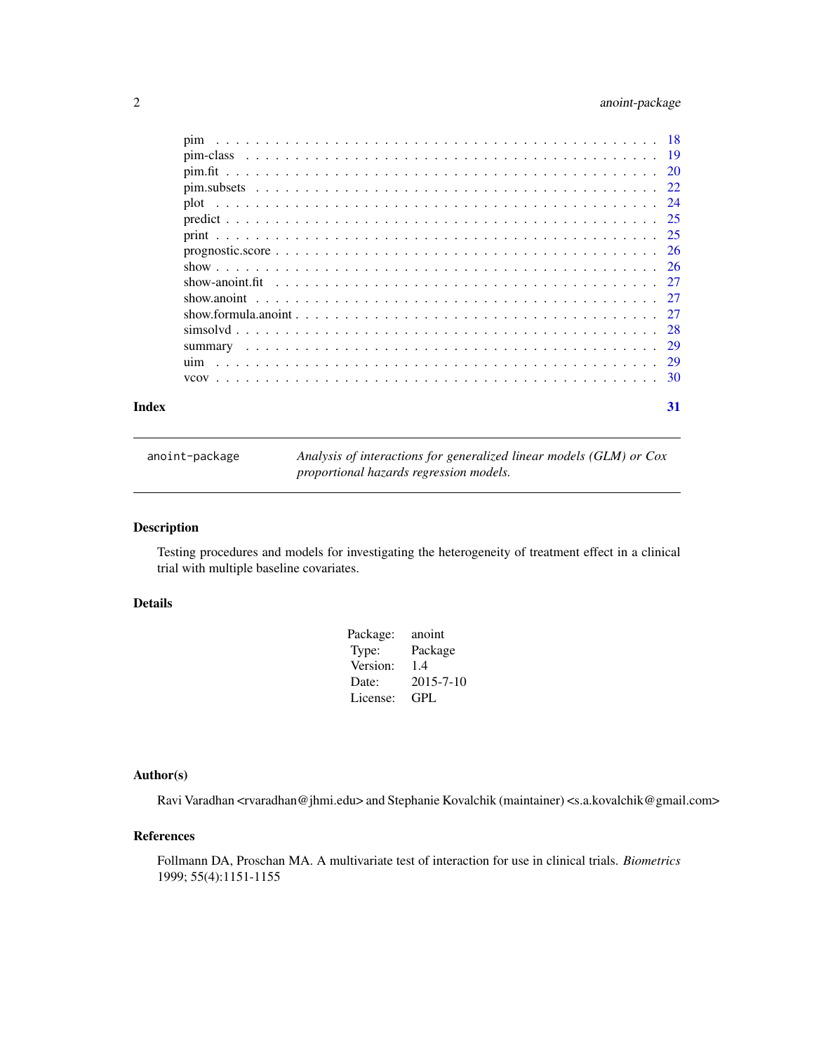| | |
|---|---|
| pim | 18 |
| pim-class | 19 |
| pim.fit | 20 |
| pim.subsets | 22 |
| plot | 24 |
| predict | 25 |
| print | 25 |
| prognostic.score | 26 |
| show | 26 |
| show-anoint.fit | 27 |
| show.anoint | 27 |
| show.formula.anoint | 27 |
| simsolvd | 28 |
| summary | 29 |
| uim | 29 |
| vcov | 30 |

**Index** **31**

---

`anoint-package` *Analysis of interactions for generalized linear models (GLM) or Cox proportional hazards regression models.*

---

## Description

Testing procedures and models for investigating the heterogeneity of treatment effect in a clinical trial with multiple baseline covariates.

## Details

| | |
|---|---|
| Package: | anoint |
| Type: | Package |
| Version: | 1.4 |
| Date: | 2015-7-10 |
| License: | GPL |

## Author(s)

Ravi Varadhan <rvaradhan@jhmi.edu> and Stephanie Kovalchik (maintainer) <s.a.kovalchik@gmail.com>

## References

Follmann DA, Proschan MA. A multivariate test of interaction for use in clinical trials. *Biometrics* 1999; 55(4):1151-1155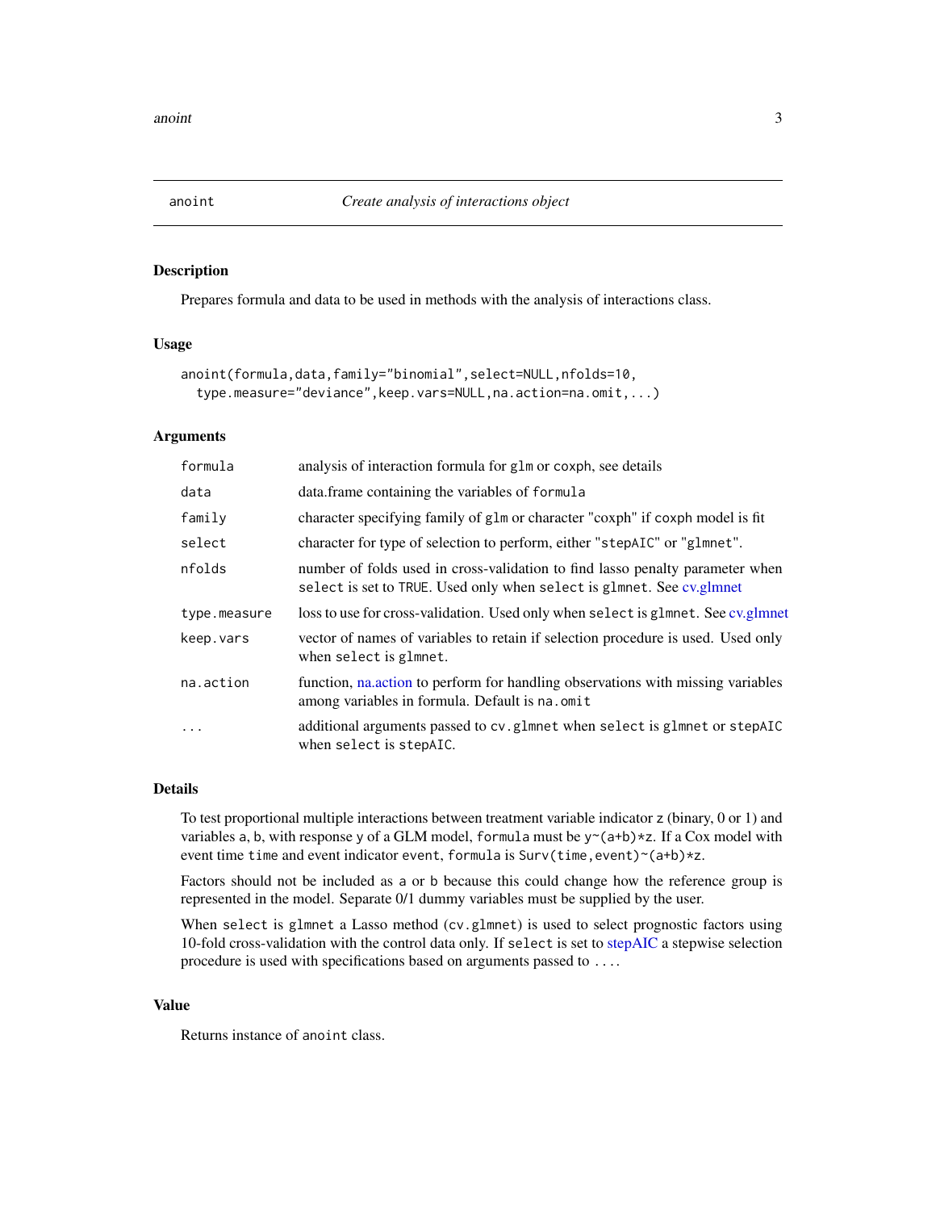anoint *Create analysis of interactions object*

## Description

Prepares formula and data to be used in methods with the analysis of interactions class.

## Usage

```
anoint(formula,data,family="binomial",select=NULL,nfolds=10,
  type.measure="deviance",keep.vars=NULL,na.action=na.omit,...)
```

## Arguments

| | |
|---|---|
| `formula` | analysis of interaction formula for `glm` or `coxph`, see details |
| `data` | data.frame containing the variables of `formula` |
| `family` | character specifying family of `glm` or character "coxph" if `coxph` model is fit |
| `select` | character for type of selection to perform, either "`stepAIC`" or "`glmnet`". |
| `nfolds` | number of folds used in cross-validation to find lasso penalty parameter when `select` is set to `TRUE`. Used only when `select` is `glmnet`. See cv.glmnet |
| `type.measure` | loss to use for cross-validation. Used only when `select` is `glmnet`. See cv.glmnet |
| `keep.vars` | vector of names of variables to retain if selection procedure is used. Used only when `select` is `glmnet`. |
| `na.action` | function, na.action to perform for handling observations with missing variables among variables in formula. Default is `na.omit` |
| `...` | additional arguments passed to `cv.glmnet` when `select` is `glmnet` or `stepAIC` when `select` is `stepAIC`. |

## Details

To test proportional multiple interactions between treatment variable indicator `z` (binary, 0 or 1) and variables `a`, `b`, with response `y` of a GLM model, `formula` must be `y~(a+b)*z`. If a Cox model with event time `time` and event indicator `event`, `formula` is `Surv(time,event)~(a+b)*z`.

Factors should not be included as `a` or `b` because this could change how the reference group is represented in the model. Separate 0/1 dummy variables must be supplied by the user.

When `select` is `glmnet` a Lasso method (`cv.glmnet`) is used to select prognostic factors using 10-fold cross-validation with the control data only. If `select` is set to stepAIC a stepwise selection procedure is used with specifications based on arguments passed to `...`.

## Value

Returns instance of `anoint` class.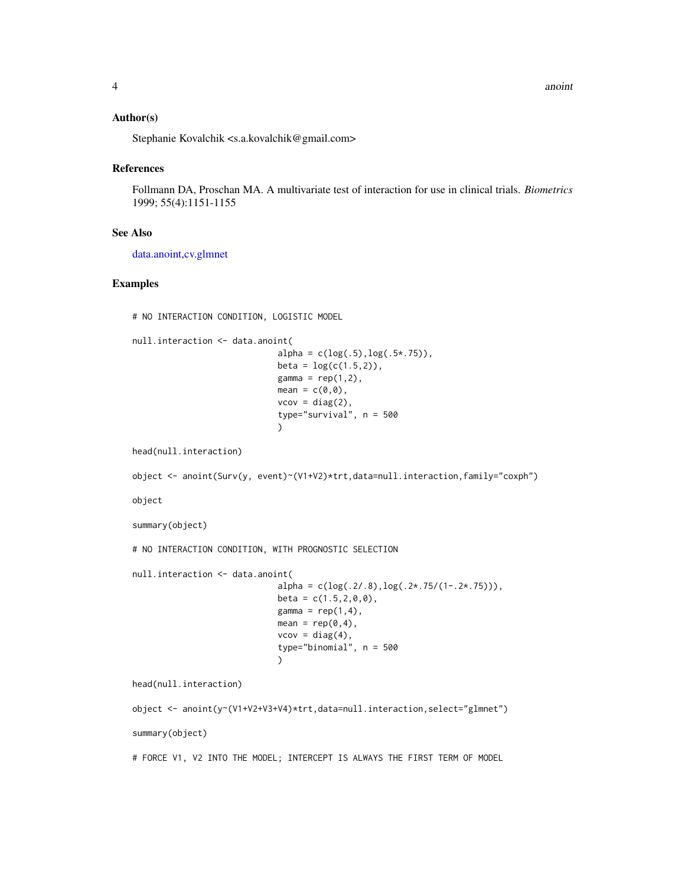### Author(s)

Stephanie Kovalchik <s.a.kovalchik@gmail.com>

### References

Follmann DA, Proschan MA. A multivariate test of interaction for use in clinical trials. *Biometrics* 1999; 55(4):1151-1155

### See Also

data.anoint,cv.glmnet

### Examples

```
# NO INTERACTION CONDITION, LOGISTIC MODEL

null.interaction <- data.anoint(
                             alpha = c(log(.5),log(.5*.75)),
                             beta = log(c(1.5,2)),
                             gamma = rep(1,2),
                             mean = c(0,0),
                             vcov = diag(2),
                             type="survival", n = 500
                             )

head(null.interaction)

object <- anoint(Surv(y, event)~(V1+V2)*trt,data=null.interaction,family="coxph")

object

summary(object)

# NO INTERACTION CONDITION, WITH PROGNOSTIC SELECTION

null.interaction <- data.anoint(
                             alpha = c(log(.2/.8),log(.2*.75/(1-.2*.75))),
                             beta = c(1.5,2,0,0),
                             gamma = rep(1,4),
                             mean = rep(0,4),
                             vcov = diag(4),
                             type="binomial", n = 500
                             )

head(null.interaction)

object <- anoint(y~(V1+V2+V3+V4)*trt,data=null.interaction,select="glmnet")

summary(object)

# FORCE V1, V2 INTO THE MODEL; INTERCEPT IS ALWAYS THE FIRST TERM OF MODEL
```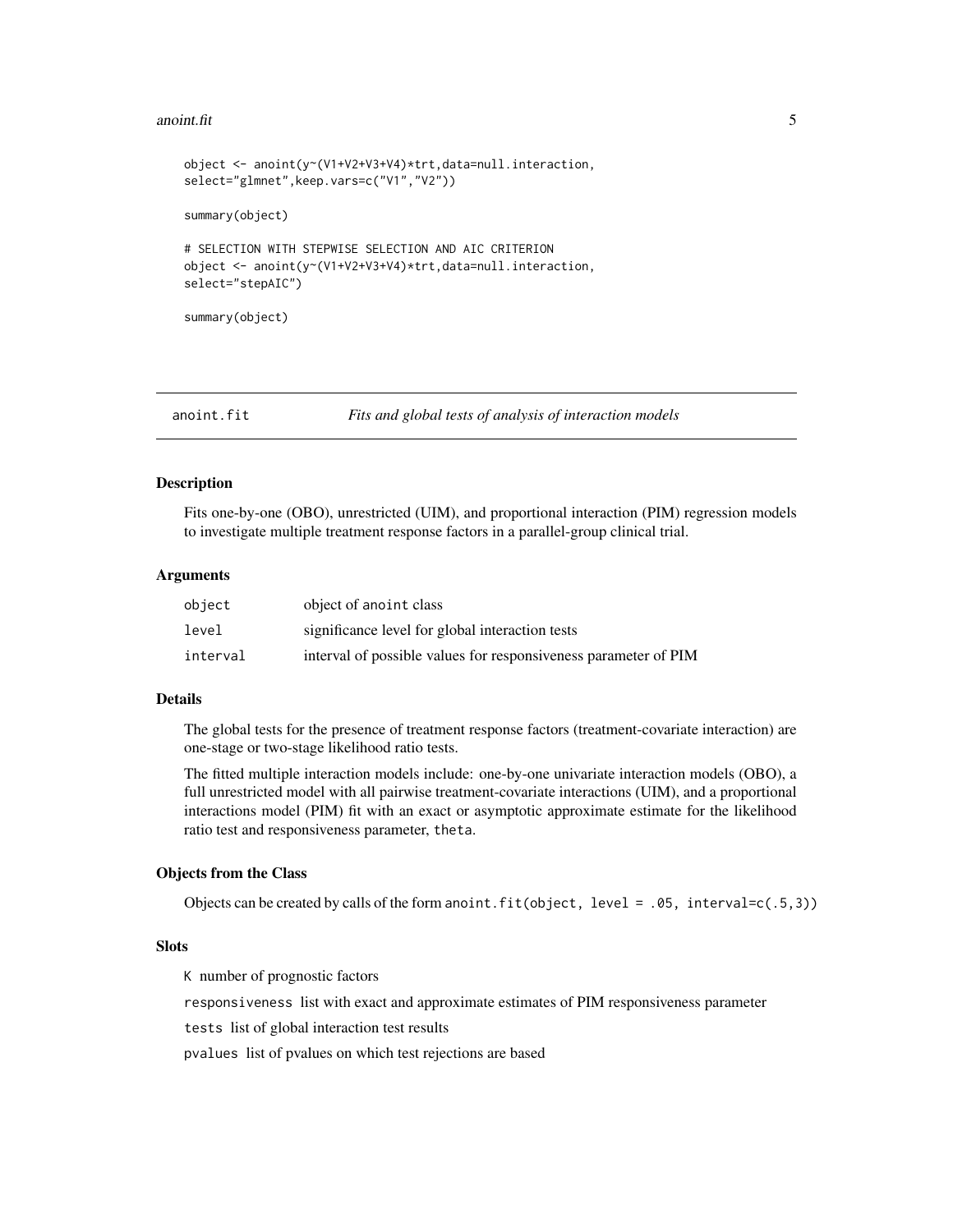```
object <- anoint(y~(V1+V2+V3+V4)*trt,data=null.interaction,
select="glmnet",keep.vars=c("V1","V2"))

summary(object)

# SELECTION WITH STEPWISE SELECTION AND AIC CRITERION
object <- anoint(y~(V1+V2+V3+V4)*trt,data=null.interaction,
select="stepAIC")

summary(object)
```

---

## anoint.fit — *Fits and global tests of analysis of interaction models*

### Description

Fits one-by-one (OBO), unrestricted (UIM), and proportional interaction (PIM) regression models to investigate multiple treatment response factors in a parallel-group clinical trial.

### Arguments

| | |
|---|---|
| `object` | object of `anoint` class |
| `level` | significance level for global interaction tests |
| `interval` | interval of possible values for responsiveness parameter of PIM |

### Details

The global tests for the presence of treatment response factors (treatment-covariate interaction) are one-stage or two-stage likelihood ratio tests.

The fitted multiple interaction models include: one-by-one univariate interaction models (OBO), a full unrestricted model with all pairwise treatment-covariate interactions (UIM), and a proportional interactions model (PIM) fit with an exact or asymptotic approximate estimate for the likelihood ratio test and responsiveness parameter, `theta`.

### Objects from the Class

Objects can be created by calls of the form `anoint.fit(object, level = .05, interval=c(.5,3))`

### Slots

`K` number of prognostic factors

`responsiveness` list with exact and approximate estimates of PIM responsiveness parameter

`tests` list of global interaction test results

`pvalues` list of pvalues on which test rejections are based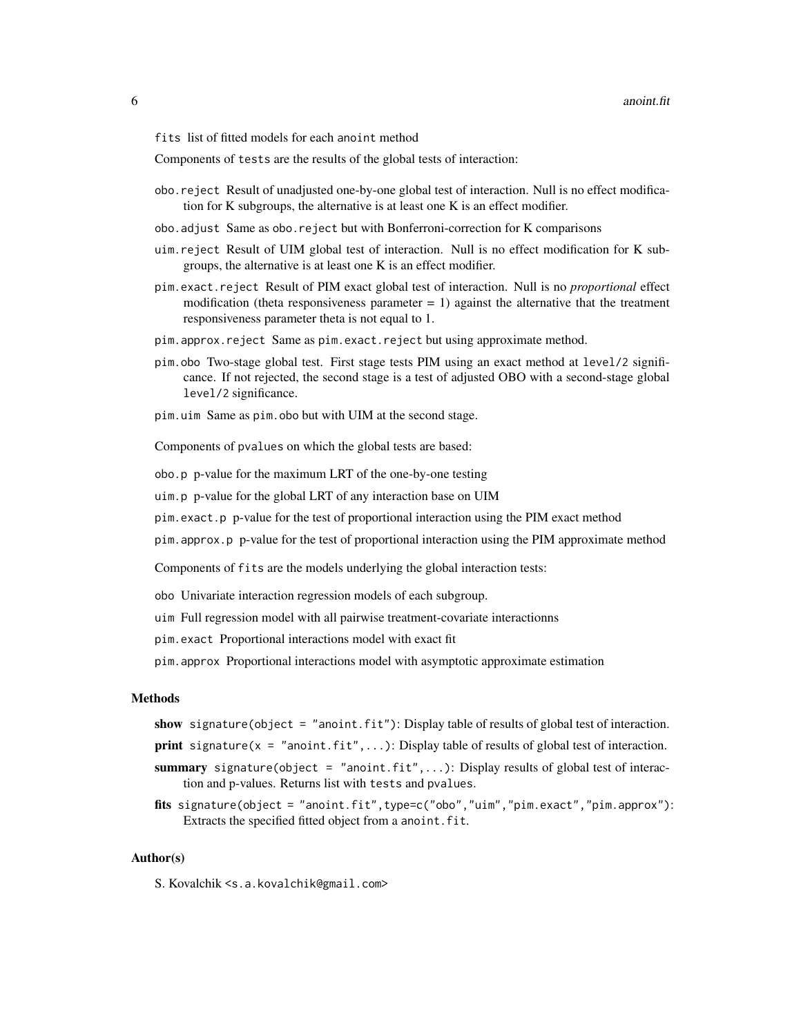fits list of fitted models for each anoint method

Components of tests are the results of the global tests of interaction:

obo.reject Result of unadjusted one-by-one global test of interaction. Null is no effect modification for K subgroups, the alternative is at least one K is an effect modifier.

obo.adjust Same as obo.reject but with Bonferroni-correction for K comparisons

uim.reject Result of UIM global test of interaction. Null is no effect modification for K subgroups, the alternative is at least one K is an effect modifier.

pim.exact.reject Result of PIM exact global test of interaction. Null is no *proportional* effect modification (theta responsiveness parameter = 1) against the alternative that the treatment responsiveness parameter theta is not equal to 1.

pim.approx.reject Same as pim.exact.reject but using approximate method.

pim.obo Two-stage global test. First stage tests PIM using an exact method at level/2 significance. If not rejected, the second stage is a test of adjusted OBO with a second-stage global level/2 significance.

pim.uim Same as pim.obo but with UIM at the second stage.

Components of pvalues on which the global tests are based:

obo.p p-value for the maximum LRT of the one-by-one testing

uim.p p-value for the global LRT of any interaction base on UIM

pim.exact.p p-value for the test of proportional interaction using the PIM exact method

pim.approx.p p-value for the test of proportional interaction using the PIM approximate method

Components of fits are the models underlying the global interaction tests:

obo Univariate interaction regression models of each subgroup.

uim Full regression model with all pairwise treatment-covariate interactionns

pim.exact Proportional interactions model with exact fit

pim.approx Proportional interactions model with asymptotic approximate estimation

### Methods

**show** signature(object = "anoint.fit"): Display table of results of global test of interaction.

**print** signature(x = "anoint.fit",...): Display table of results of global test of interaction.

**summary** signature(object = "anoint.fit",...): Display results of global test of interaction and p-values. Returns list with tests and pvalues.

**fits** signature(object = "anoint.fit",type=c("obo","uim","pim.exact","pim.approx"): Extracts the specified fitted object from a anoint.fit.

### Author(s)

S. Kovalchik <s.a.kovalchik@gmail.com>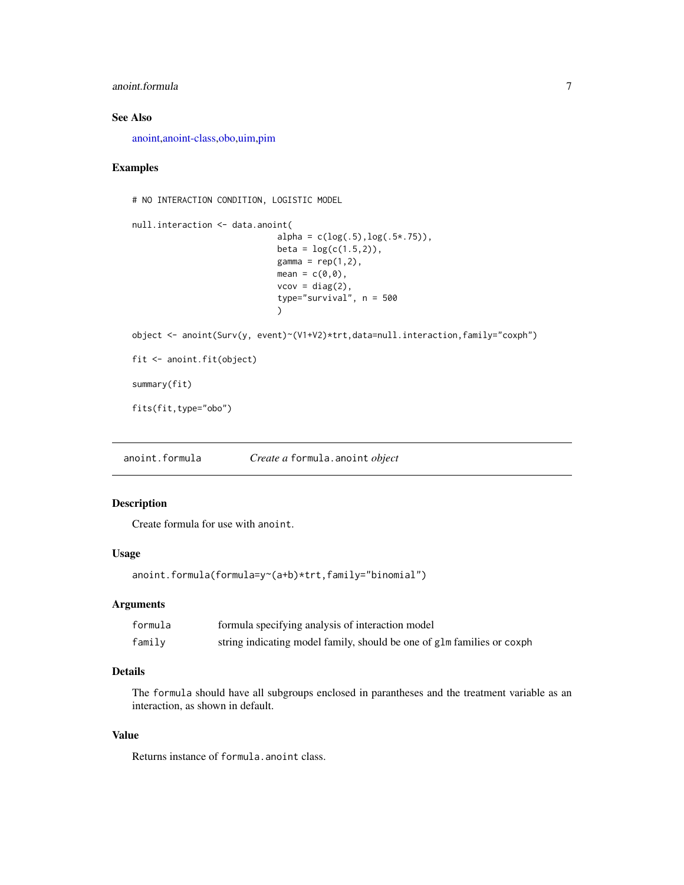### See Also

anoint,anoint-class,obo,uim,pim

### Examples

```
# NO INTERACTION CONDITION, LOGISTIC MODEL

null.interaction <- data.anoint(
                             alpha = c(log(.5),log(.5*.75)),
                             beta = log(c(1.5,2)),
                             gamma = rep(1,2),
                             mean = c(0,0),
                             vcov = diag(2),
                             type="survival", n = 500
                             )

object <- anoint(Surv(y, event)~(V1+V2)*trt,data=null.interaction,family="coxph")

fit <- anoint.fit(object)

summary(fit)

fits(fit,type="obo")
```

---

## anoint.formula — *Create a* `formula.anoint` *object*

### Description

Create formula for use with `anoint`.

### Usage

```
anoint.formula(formula=y~(a+b)*trt,family="binomial")
```

### Arguments

| | |
|---|---|
| `formula` | formula specifying analysis of interaction model |
| `family` | string indicating model family, should be one of `glm` families or `coxph` |

### Details

The `formula` should have all subgroups enclosed in parantheses and the treatment variable as an interaction, as shown in default.

### Value

Returns instance of `formula.anoint` class.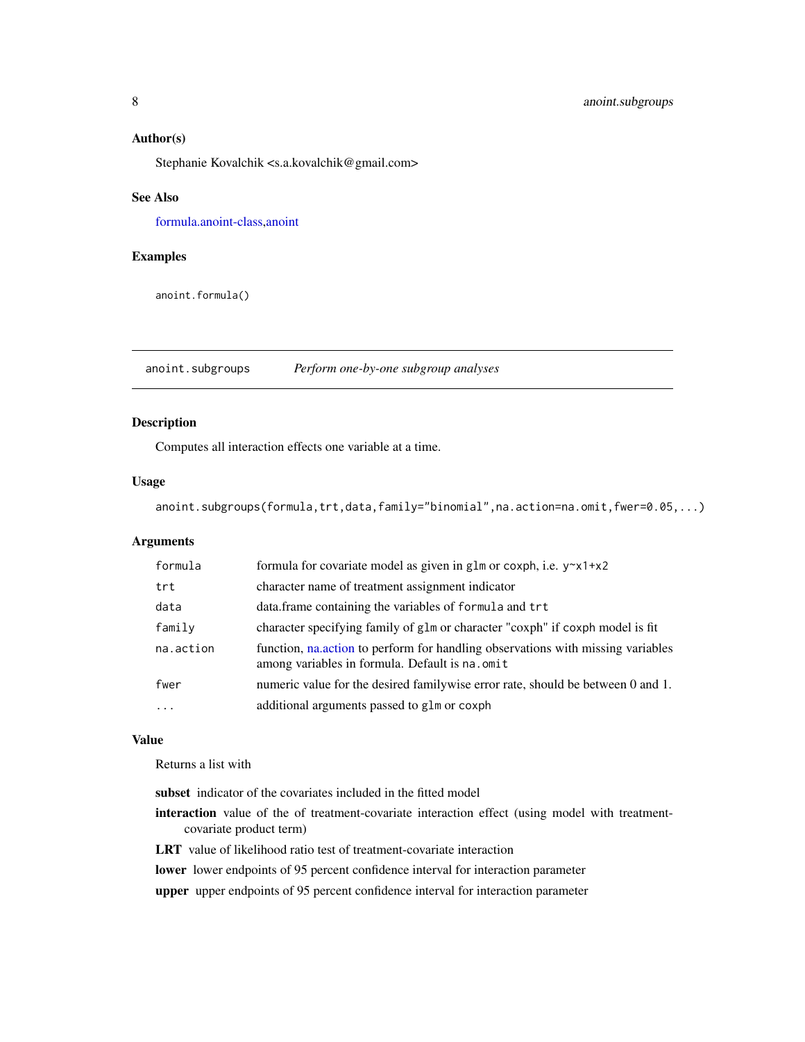### Author(s)

Stephanie Kovalchik <s.a.kovalchik@gmail.com>

### See Also

formula.anoint-class,anoint

### Examples

```
anoint.formula()
```

---

## anoint.subgroups *Perform one-by-one subgroup analyses*

### Description

Computes all interaction effects one variable at a time.

### Usage

```
anoint.subgroups(formula,trt,data,family="binomial",na.action=na.omit,fwer=0.05,...)
```

### Arguments

| | |
|---|---|
| `formula` | formula for covariate model as given in `glm` or `coxph`, i.e. `y~x1+x2` |
| `trt` | character name of treatment assignment indicator |
| `data` | data.frame containing the variables of `formula` and `trt` |
| `family` | character specifying family of `glm` or character "coxph" if `coxph` model is fit |
| `na.action` | function, na.action to perform for handling observations with missing variables among variables in formula. Default is `na.omit` |
| `fwer` | numeric value for the desired familywise error rate, should be between 0 and 1. |
| `...` | additional arguments passed to `glm` or `coxph` |

### Value

Returns a list with

**subset** indicator of the covariates included in the fitted model

**interaction** value of the of treatment-covariate interaction effect (using model with treatment-covariate product term)

**LRT** value of likelihood ratio test of treatment-covariate interaction

**lower** lower endpoints of 95 percent confidence interval for interaction parameter

**upper** upper endpoints of 95 percent confidence interval for interaction parameter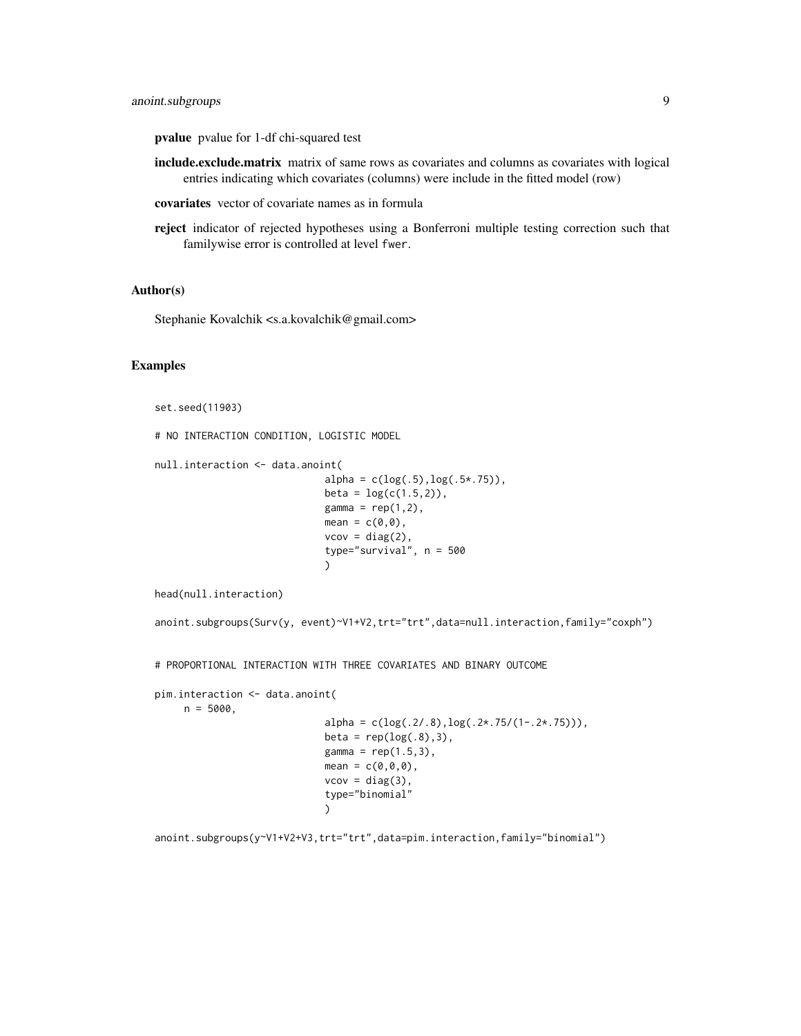**pvalue** pvalue for 1-df chi-squared test

**include.exclude.matrix** matrix of same rows as covariates and columns as covariates with logical entries indicating which covariates (columns) were include in the fitted model (row)

**covariates** vector of covariate names as in formula

**reject** indicator of rejected hypotheses using a Bonferroni multiple testing correction such that familywise error is controlled at level fwer.

## Author(s)

Stephanie Kovalchik <s.a.kovalchik@gmail.com>

## Examples

```
set.seed(11903)

# NO INTERACTION CONDITION, LOGISTIC MODEL

null.interaction <- data.anoint(
                             alpha = c(log(.5),log(.5*.75)),
                             beta = log(c(1.5,2)),
                             gamma = rep(1,2),
                             mean = c(0,0),
                             vcov = diag(2),
                             type="survival", n = 500
                             )

head(null.interaction)

anoint.subgroups(Surv(y, event)~V1+V2,trt="trt",data=null.interaction,family="coxph")


# PROPORTIONAL INTERACTION WITH THREE COVARIATES AND BINARY OUTCOME

pim.interaction <- data.anoint(
     n = 5000,
                             alpha = c(log(.2/.8),log(.2*.75/(1-.2*.75))),
                             beta = rep(log(.8),3),
                             gamma = rep(1.5,3),
                             mean = c(0,0,0),
                             vcov = diag(3),
                             type="binomial"
                             )

anoint.subgroups(y~V1+V2+V3,trt="trt",data=pim.interaction,family="binomial")
```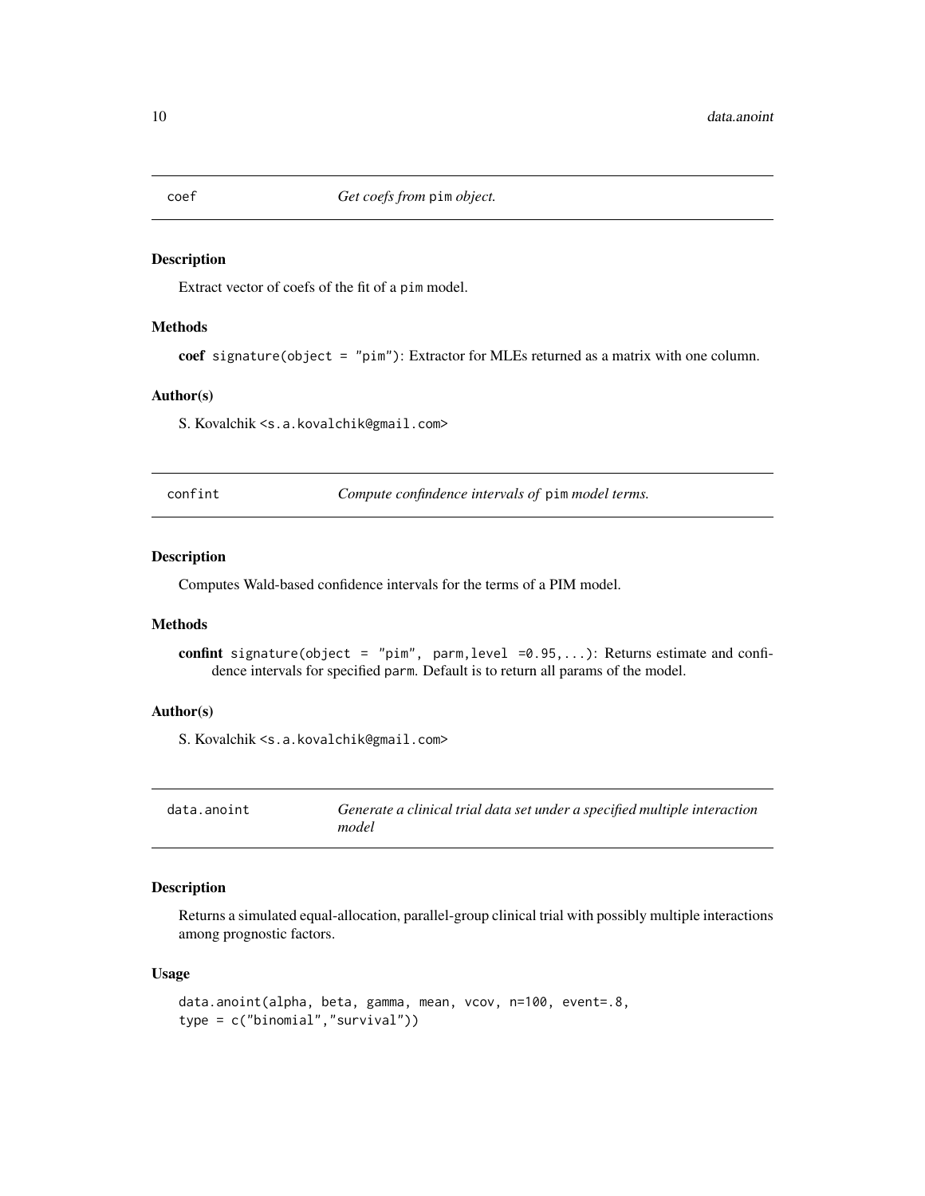## coef — *Get coefs from* `pim` *object.*

### Description

Extract vector of coefs of the fit of a `pim` model.

### Methods

**coef** `signature(object = "pim")`: Extractor for MLEs returned as a matrix with one column.

### Author(s)

S. Kovalchik <s.a.kovalchik@gmail.com>

## confint — *Compute confindence intervals of* `pim` *model terms.*

### Description

Computes Wald-based confidence intervals for the terms of a PIM model.

### Methods

**confint** `signature(object = "pim", parm,level =0.95,...)`: Returns estimate and confidence intervals for specified `parm`. Default is to return all params of the model.

### Author(s)

S. Kovalchik <s.a.kovalchik@gmail.com>

## data.anoint — *Generate a clinical trial data set under a specified multiple interaction model*

### Description

Returns a simulated equal-allocation, parallel-group clinical trial with possibly multiple interactions among prognostic factors.

### Usage

```
data.anoint(alpha, beta, gamma, mean, vcov, n=100, event=.8,
type = c("binomial","survival"))
```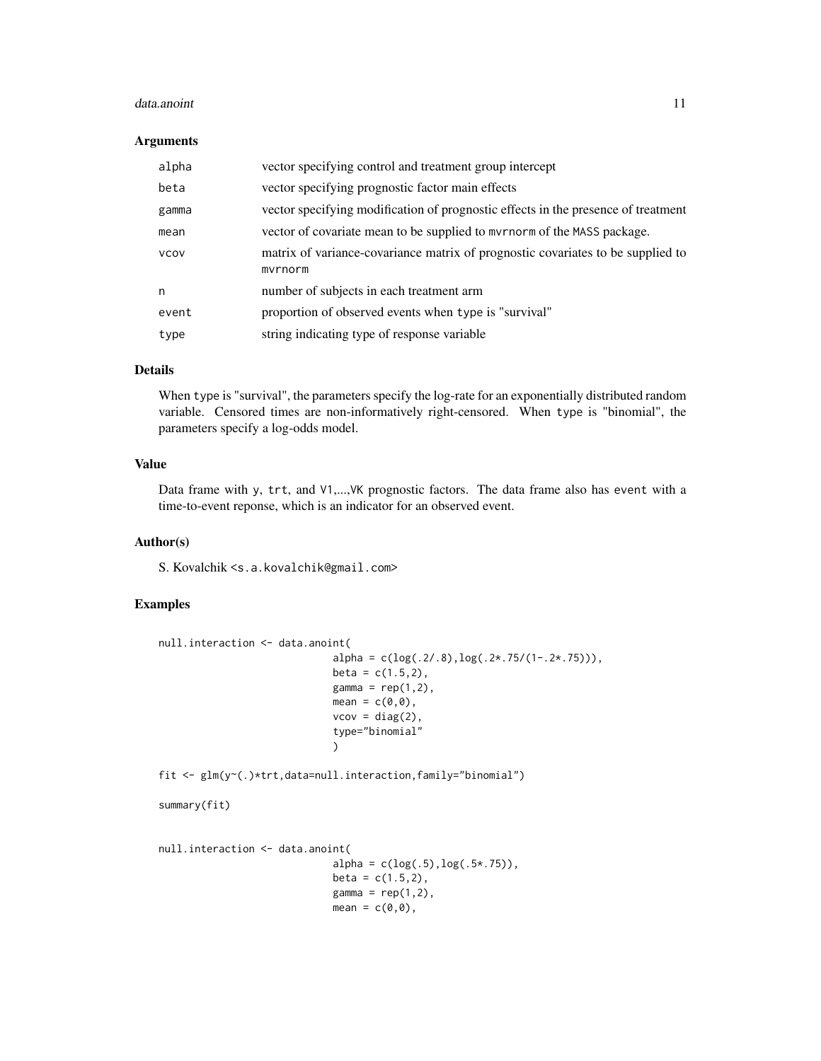### Arguments

| | |
|---|---|
| alpha | vector specifying control and treatment group intercept |
| beta | vector specifying prognostic factor main effects |
| gamma | vector specifying modification of prognostic effects in the presence of treatment |
| mean | vector of covariate mean to be supplied to mvrnorm of the MASS package. |
| vcov | matrix of variance-covariance matrix of prognostic covariates to be supplied to mvrnorm |
| n | number of subjects in each treatment arm |
| event | proportion of observed events when type is "survival" |
| type | string indicating type of response variable |

### Details

When type is "survival", the parameters specify the log-rate for an exponentially distributed random variable. Censored times are non-informatively right-censored. When type is "binomial", the parameters specify a log-odds model.

### Value

Data frame with y, trt, and V1,...,VK prognostic factors. The data frame also has event with a time-to-event reponse, which is an indicator for an observed event.

### Author(s)

S. Kovalchik <s.a.kovalchik@gmail.com>

### Examples

```
null.interaction <- data.anoint(
                             alpha = c(log(.2/.8),log(.2*.75/(1-.2*.75))),
                             beta = c(1.5,2),
                             gamma = rep(1,2),
                             mean = c(0,0),
                             vcov = diag(2),
                             type="binomial"
                             )

fit <- glm(y~(.)*trt,data=null.interaction,family="binomial")

summary(fit)


null.interaction <- data.anoint(
                             alpha = c(log(.5),log(.5*.75)),
                             beta = c(1.5,2),
                             gamma = rep(1,2),
                             mean = c(0,0),
```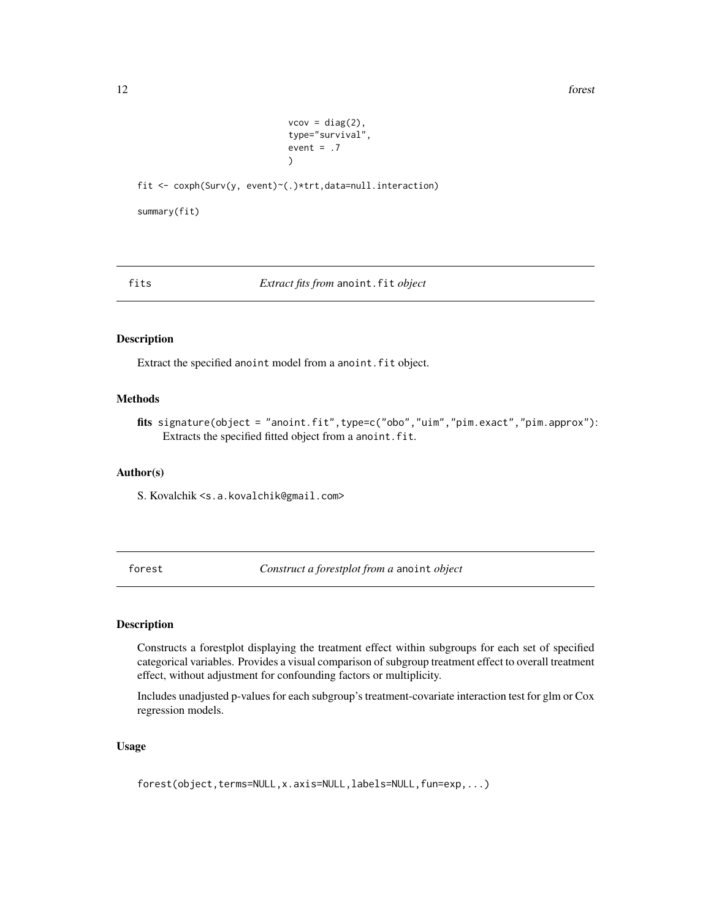```
                                vcov = diag(2),
                                type="survival",
                                event = .7
                                )

fit <- coxph(Surv(y, event)~(.)*trt,data=null.interaction)

summary(fit)
```

## fits — *Extract fits from* anoint.fit *object*

### Description

Extract the specified anoint model from a anoint.fit object.

### Methods

**fits** signature(object = "anoint.fit",type=c("obo","uim","pim.exact","pim.approx"): Extracts the specified fitted object from a anoint.fit.

### Author(s)

S. Kovalchik <s.a.kovalchik@gmail.com>

## forest — *Construct a forestplot from a* anoint *object*

### Description

Constructs a forestplot displaying the treatment effect within subgroups for each set of specified categorical variables. Provides a visual comparison of subgroup treatment effect to overall treatment effect, without adjustment for confounding factors or multiplicity.

Includes unadjusted p-values for each subgroup's treatment-covariate interaction test for glm or Cox regression models.

### Usage

```
forest(object,terms=NULL,x.axis=NULL,labels=NULL,fun=exp,...)
```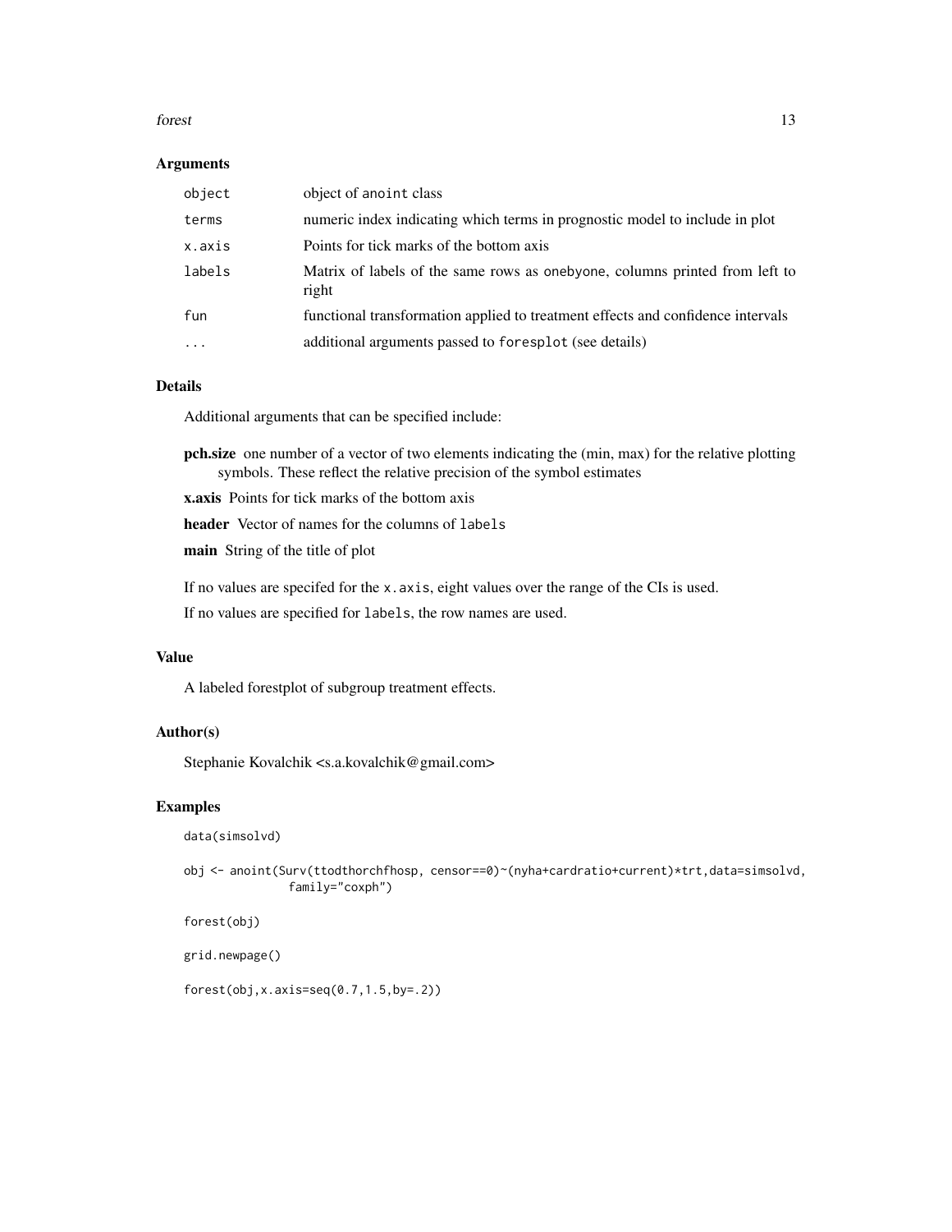## Arguments

| | |
|---|---|
| object | object of anoint class |
| terms | numeric index indicating which terms in prognostic model to include in plot |
| x.axis | Points for tick marks of the bottom axis |
| labels | Matrix of labels of the same rows as onebyone, columns printed from left to right |
| fun | functional transformation applied to treatment effects and confidence intervals |
| ... | additional arguments passed to foresplot (see details) |

## Details

Additional arguments that can be specified include:

**pch.size** one number of a vector of two elements indicating the (min, max) for the relative plotting symbols. These reflect the relative precision of the symbol estimates

**x.axis** Points for tick marks of the bottom axis

**header** Vector of names for the columns of labels

**main** String of the title of plot

If no values are specifed for the x.axis, eight values over the range of the CIs is used.

If no values are specified for labels, the row names are used.

## Value

A labeled forestplot of subgroup treatment effects.

## Author(s)

Stephanie Kovalchik <s.a.kovalchik@gmail.com>

## Examples

```
data(simsolvd)

obj <- anoint(Surv(ttodthorchfhosp, censor==0)~(nyha+cardratio+current)*trt,data=simsolvd,
              family="coxph")

forest(obj)

grid.newpage()

forest(obj,x.axis=seq(0.7,1.5,by=.2))
```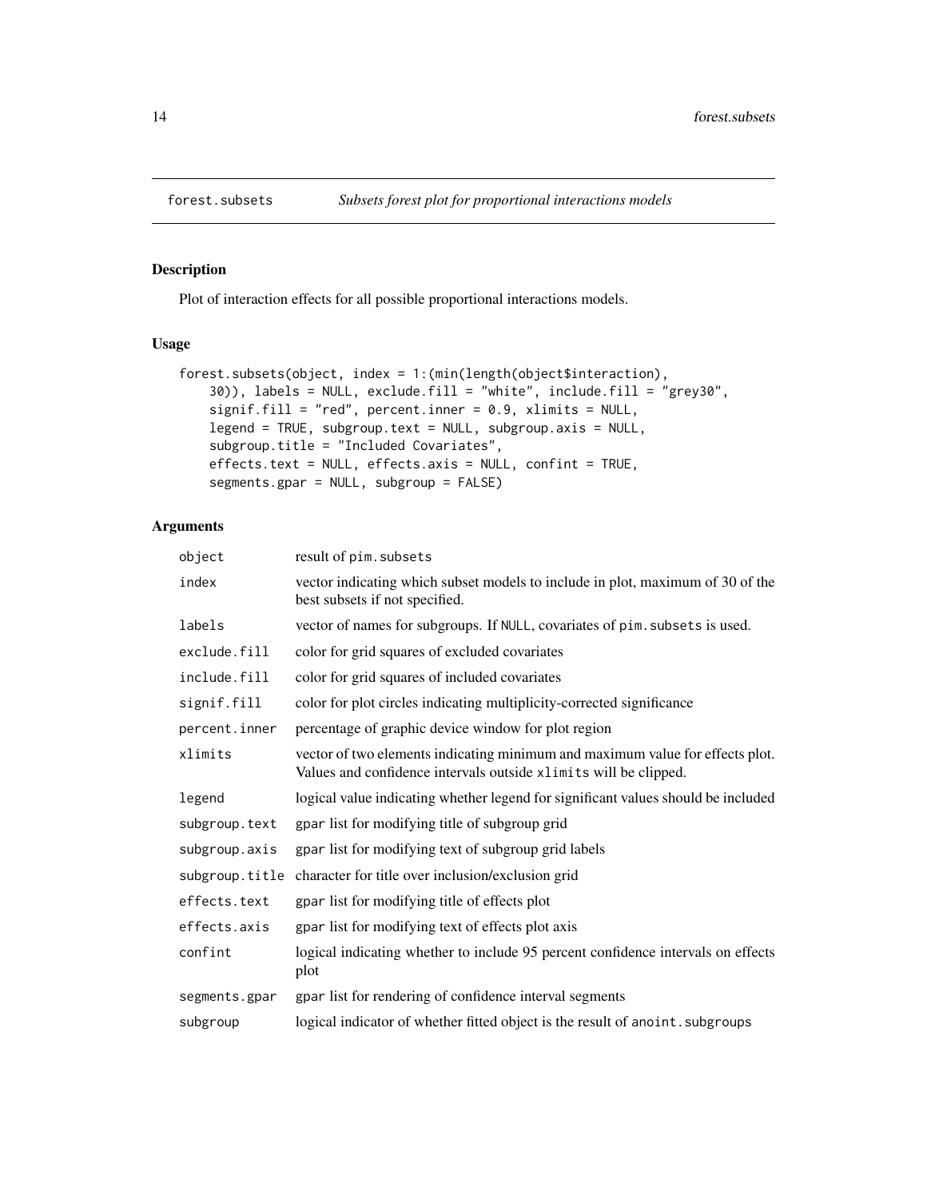forest.subsets *Subsets forest plot for proportional interactions models*

## Description

Plot of interaction effects for all possible proportional interactions models.

## Usage

```
forest.subsets(object, index = 1:(min(length(object$interaction),
    30)), labels = NULL, exclude.fill = "white", include.fill = "grey30",
    signif.fill = "red", percent.inner = 0.9, xlimits = NULL,
    legend = TRUE, subgroup.text = NULL, subgroup.axis = NULL,
    subgroup.title = "Included Covariates",
    effects.text = NULL, effects.axis = NULL, confint = TRUE,
    segments.gpar = NULL, subgroup = FALSE)
```

## Arguments

| | |
|---|---|
| `object` | result of `pim.subsets` |
| `index` | vector indicating which subset models to include in plot, maximum of 30 of the best subsets if not specified. |
| `labels` | vector of names for subgroups. If `NULL`, covariates of `pim.subsets` is used. |
| `exclude.fill` | color for grid squares of excluded covariates |
| `include.fill` | color for grid squares of included covariates |
| `signif.fill` | color for plot circles indicating multiplicity-corrected significance |
| `percent.inner` | percentage of graphic device window for plot region |
| `xlimits` | vector of two elements indicating minimum and maximum value for effects plot. Values and confidence intervals outside `xlimits` will be clipped. |
| `legend` | logical value indicating whether legend for significant values should be included |
| `subgroup.text` | gpar list for modifying title of subgroup grid |
| `subgroup.axis` | gpar list for modifying text of subgroup grid labels |
| `subgroup.title` | character for title over inclusion/exclusion grid |
| `effects.text` | `gpar` list for modifying title of effects plot |
| `effects.axis` | `gpar` list for modifying text of effects plot axis |
| `confint` | logical indicating whether to include 95 percent confidence intervals on effects plot |
| `segments.gpar` | `gpar` list for rendering of confidence interval segments |
| `subgroup` | logical indicator of whether fitted object is the result of `anoint.subgroups` |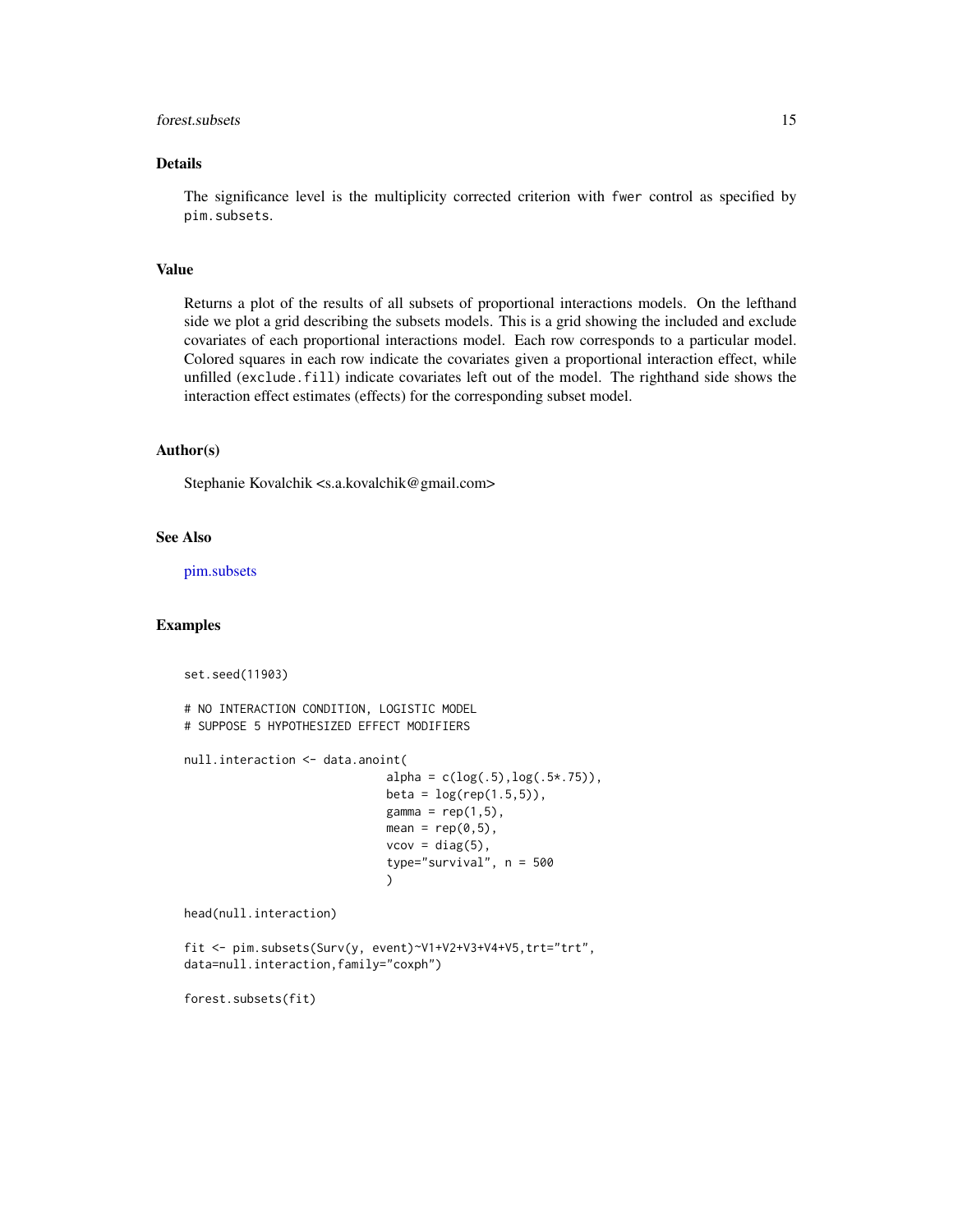### Details

The significance level is the multiplicity corrected criterion with `fwer` control as specified by `pim.subsets`.

### Value

Returns a plot of the results of all subsets of proportional interactions models. On the lefthand side we plot a grid describing the subsets models. This is a grid showing the included and exclude covariates of each proportional interactions model. Each row corresponds to a particular model. Colored squares in each row indicate the covariates given a proportional interaction effect, while unfilled (`exclude.fill`) indicate covariates left out of the model. The righthand side shows the interaction effect estimates (effects) for the corresponding subset model.

### Author(s)

Stephanie Kovalchik <s.a.kovalchik@gmail.com>

### See Also

pim.subsets

### Examples

```
set.seed(11903)

# NO INTERACTION CONDITION, LOGISTIC MODEL
# SUPPOSE 5 HYPOTHESIZED EFFECT MODIFIERS

null.interaction <- data.anoint(
                             alpha = c(log(.5),log(.5*.75)),
                             beta = log(rep(1.5,5)),
                             gamma = rep(1,5),
                             mean = rep(0,5),
                             vcov = diag(5),
                             type="survival", n = 500
                             )

head(null.interaction)

fit <- pim.subsets(Surv(y, event)~V1+V2+V3+V4+V5,trt="trt",
data=null.interaction,family="coxph")

forest.subsets(fit)
```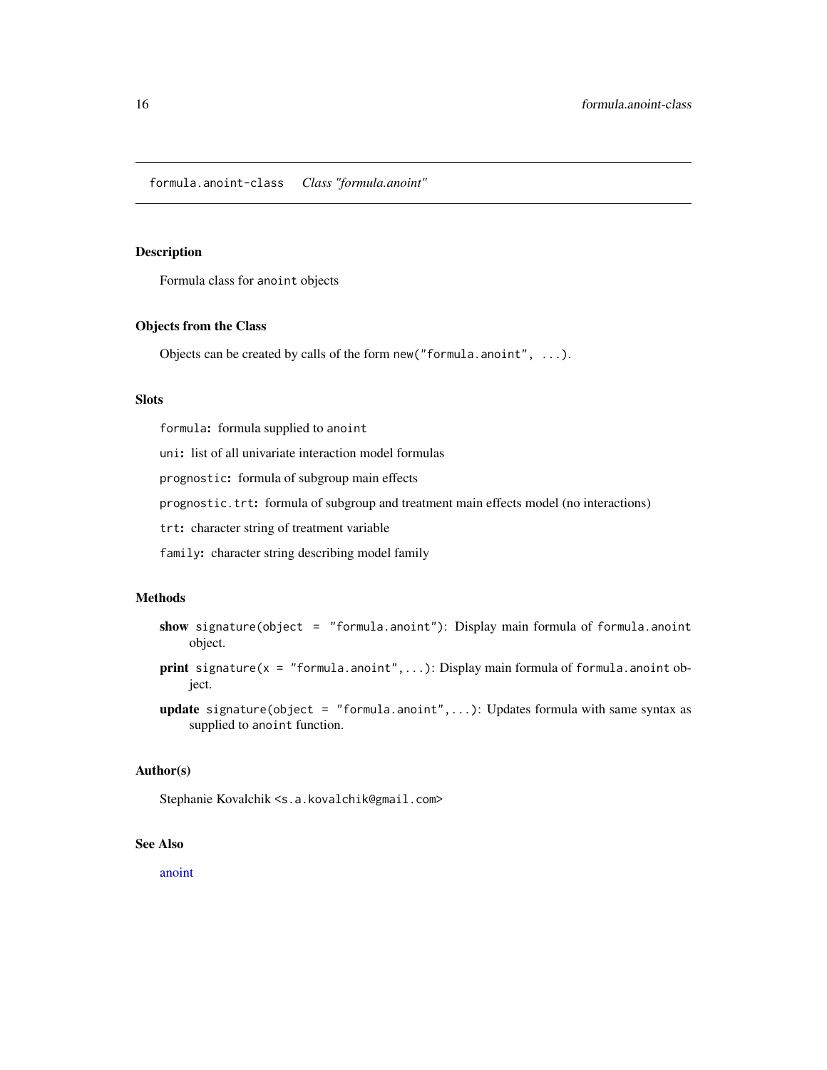formula.anoint-class *Class "formula.anoint"*

## Description

Formula class for `anoint` objects

## Objects from the Class

Objects can be created by calls of the form `new("formula.anoint", ...)`.

## Slots

`formula`**:** formula supplied to `anoint`

`uni`**:** list of all univariate interaction model formulas

`prognostic`**:** formula of subgroup main effects

`prognostic.trt`**:** formula of subgroup and treatment main effects model (no interactions)

`trt`**:** character string of treatment variable

`family`**:** character string describing model family

## Methods

**show** `signature(object = "formula.anoint")`: Display main formula of `formula.anoint` object.

**print** `signature(x = "formula.anoint",...)`: Display main formula of `formula.anoint` object.

**update** `signature(object = "formula.anoint",...)`: Updates formula with same syntax as supplied to `anoint` function.

## Author(s)

Stephanie Kovalchik <`s.a.kovalchik@gmail.com`>

## See Also

anoint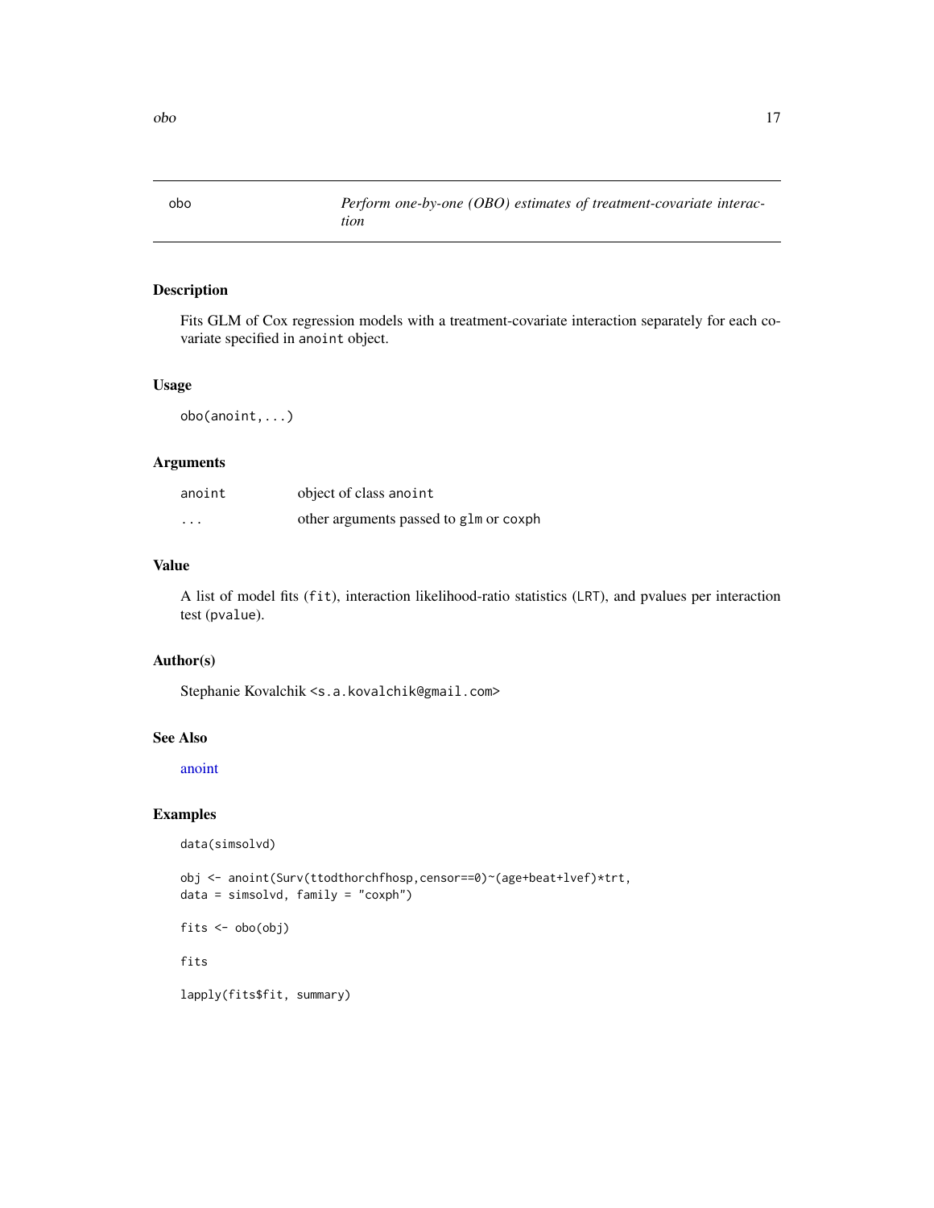| obo | *Perform one-by-one (OBO) estimates of treatment-covariate interaction* |
|---|---|

## Description

Fits GLM of Cox regression models with a treatment-covariate interaction separately for each covariate specified in anoint object.

## Usage

```
obo(anoint,...)
```

## Arguments

| | |
|---|---|
| anoint | object of class anoint |
| ... | other arguments passed to glm or coxph |

## Value

A list of model fits (fit), interaction likelihood-ratio statistics (LRT), and pvalues per interaction test (pvalue).

## Author(s)

Stephanie Kovalchik <s.a.kovalchik@gmail.com>

## See Also

anoint

## Examples

```
data(simsolvd)

obj <- anoint(Surv(ttodthorchfhosp,censor==0)~(age+beat+lvef)*trt,
data = simsolvd, family = "coxph")

fits <- obo(obj)

fits

lapply(fits$fit, summary)
```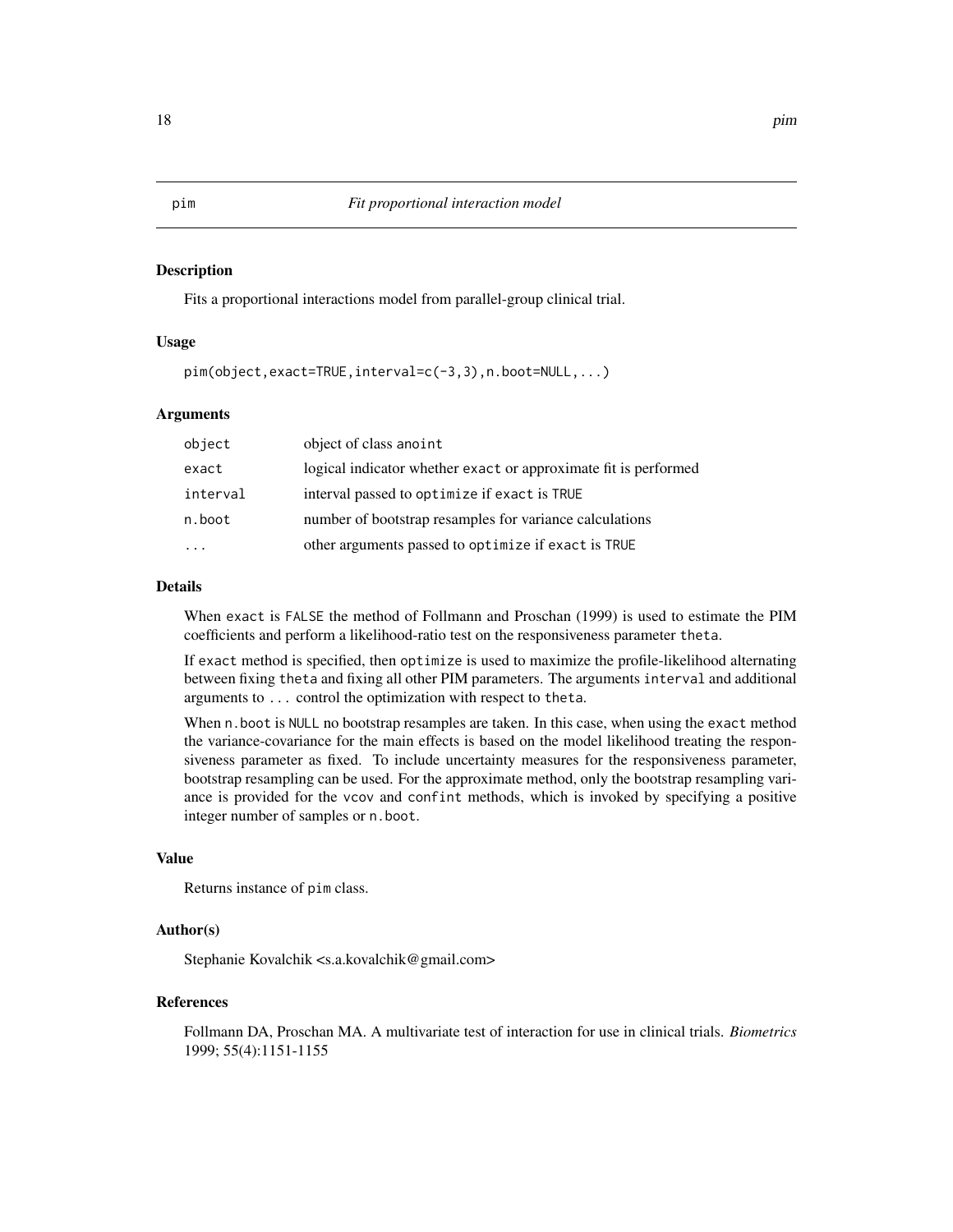# pim — *Fit proportional interaction model*

## Description

Fits a proportional interactions model from parallel-group clinical trial.

## Usage

```
pim(object,exact=TRUE,interval=c(-3,3),n.boot=NULL,...)
```

## Arguments

| | |
|---|---|
| object | object of class anoint |
| exact | logical indicator whether exact or approximate fit is performed |
| interval | interval passed to optimize if exact is TRUE |
| n.boot | number of bootstrap resamples for variance calculations |
| ... | other arguments passed to optimize if exact is TRUE |

## Details

When exact is FALSE the method of Follmann and Proschan (1999) is used to estimate the PIM coefficients and perform a likelihood-ratio test on the responsiveness parameter theta.

If exact method is specified, then optimize is used to maximize the profile-likelihood alternating between fixing theta and fixing all other PIM parameters. The arguments interval and additional arguments to ... control the optimization with respect to theta.

When n.boot is NULL no bootstrap resamples are taken. In this case, when using the exact method the variance-covariance for the main effects is based on the model likelihood treating the responsiveness parameter as fixed. To include uncertainty measures for the responsiveness parameter, bootstrap resampling can be used. For the approximate method, only the bootstrap resampling variance is provided for the vcov and confint methods, which is invoked by specifying a positive integer number of samples or n.boot.

## Value

Returns instance of pim class.

## Author(s)

Stephanie Kovalchik <s.a.kovalchik@gmail.com>

## References

Follmann DA, Proschan MA. A multivariate test of interaction for use in clinical trials. *Biometrics* 1999; 55(4):1151-1155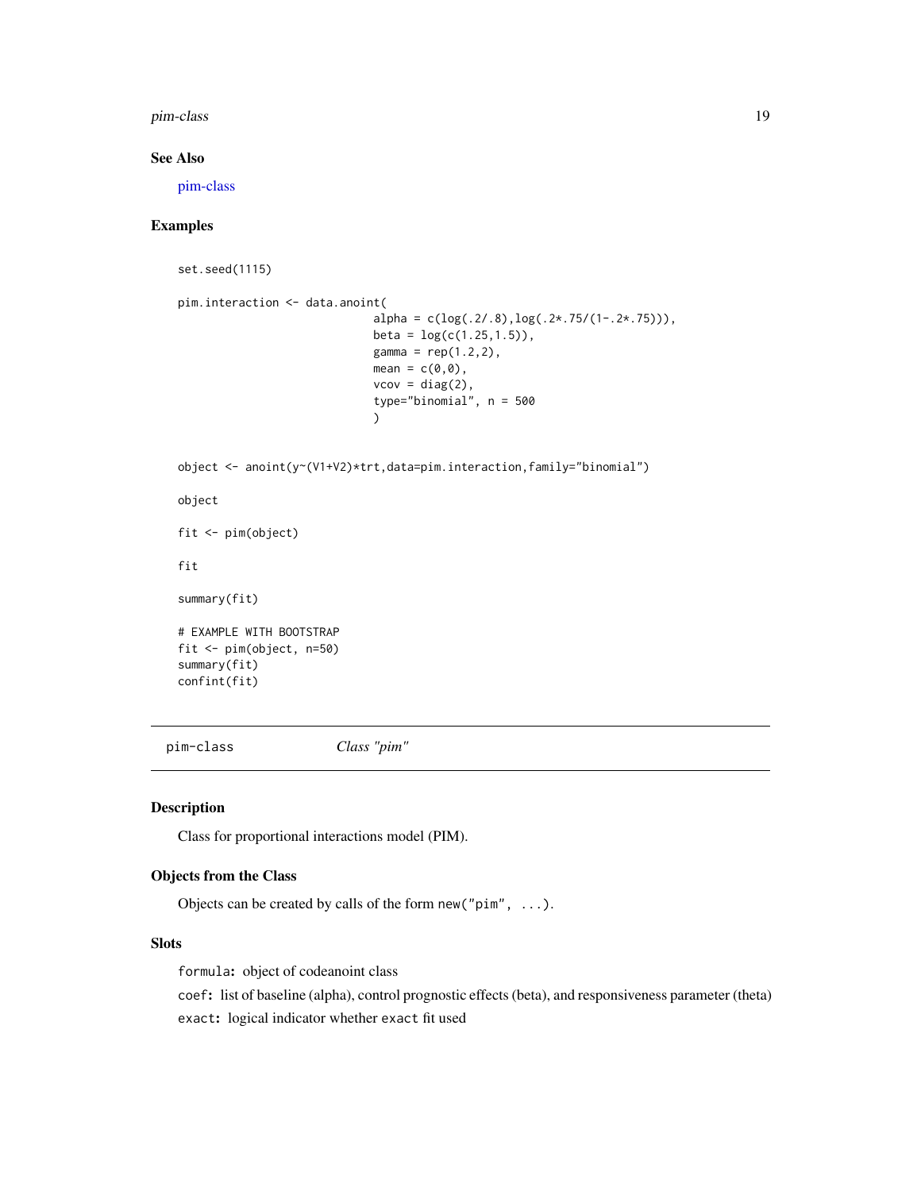## See Also

pim-class

## Examples

```
set.seed(1115)

pim.interaction <- data.anoint(
                              alpha = c(log(.2/.8),log(.2*.75/(1-.2*.75))),
                              beta = log(c(1.25,1.5)),
                              gamma = rep(1.2,2),
                              mean = c(0,0),
                              vcov = diag(2),
                              type="binomial", n = 500
                              )


object <- anoint(y~(V1+V2)*trt,data=pim.interaction,family="binomial")

object

fit <- pim(object)

fit

summary(fit)

# EXAMPLE WITH BOOTSTRAP
fit <- pim(object, n=50)
summary(fit)
confint(fit)
```

---

# pim-class &nbsp;&nbsp;&nbsp;&nbsp; *Class "pim"*

---

## Description

Class for proportional interactions model (PIM).

## Objects from the Class

Objects can be created by calls of the form `new("pim", ...)`.

## Slots

`formula`: object of codeanoint class

`coef`: list of baseline (alpha), control prognostic effects (beta), and responsiveness parameter (theta)

`exact`: logical indicator whether `exact` fit used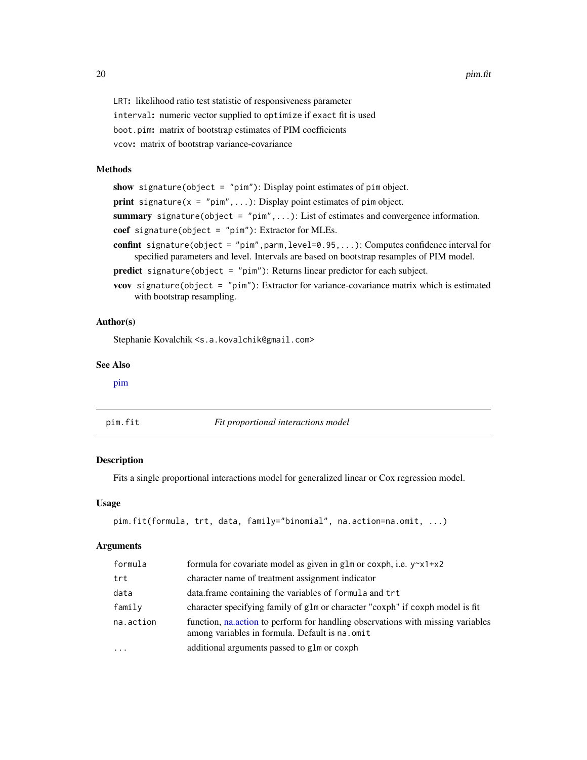LRT: likelihood ratio test statistic of responsiveness parameter

interval: numeric vector supplied to optimize if exact fit is used

boot.pim: matrix of bootstrap estimates of PIM coefficients

vcov: matrix of bootstrap variance-covariance

### Methods

**show** signature(object = "pim"): Display point estimates of pim object.

**print** signature(x = "pim",...): Display point estimates of pim object.

**summary** signature(object = "pim",...): List of estimates and convergence information.

**coef** signature(object = "pim"): Extractor for MLEs.

**confint** signature(object = "pim",parm,level=0.95,...): Computes confidence interval for specified parameters and level. Intervals are based on bootstrap resamples of PIM model.

**predict** signature(object = "pim"): Returns linear predictor for each subject.

**vcov** signature(object = "pim"): Extractor for variance-covariance matrix which is estimated with bootstrap resampling.

### Author(s)

Stephanie Kovalchik <s.a.kovalchik@gmail.com>

### See Also

pim

---

## pim.fit — *Fit proportional interactions model*

### Description

Fits a single proportional interactions model for generalized linear or Cox regression model.

### Usage

```
pim.fit(formula, trt, data, family="binomial", na.action=na.omit, ...)
```

### Arguments

| | |
|---|---|
| formula | formula for covariate model as given in glm or coxph, i.e. y~x1+x2 |
| trt | character name of treatment assignment indicator |
| data | data.frame containing the variables of formula and trt |
| family | character specifying family of glm or character "coxph" if coxph model is fit |
| na.action | function, na.action to perform for handling observations with missing variables among variables in formula. Default is na.omit |
| ... | additional arguments passed to glm or coxph |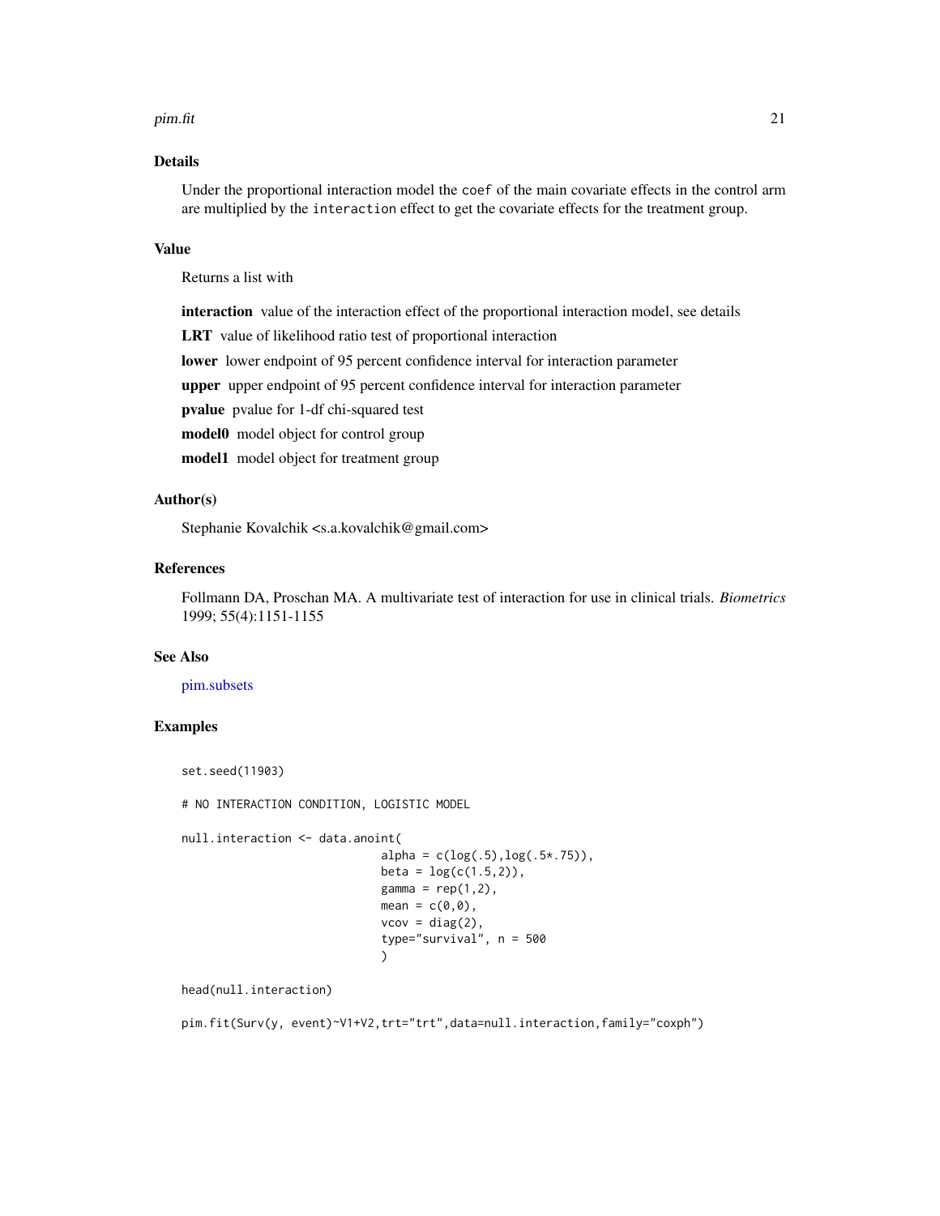## Details

Under the proportional interaction model the `coef` of the main covariate effects in the control arm are multiplied by the `interaction` effect to get the covariate effects for the treatment group.

## Value

Returns a list with

**interaction** value of the interaction effect of the proportional interaction model, see details

**LRT** value of likelihood ratio test of proportional interaction

**lower** lower endpoint of 95 percent confidence interval for interaction parameter

**upper** upper endpoint of 95 percent confidence interval for interaction parameter

**pvalue** pvalue for 1-df chi-squared test

**model0** model object for control group

**model1** model object for treatment group

## Author(s)

Stephanie Kovalchik <s.a.kovalchik@gmail.com>

## References

Follmann DA, Proschan MA. A multivariate test of interaction for use in clinical trials. *Biometrics* 1999; 55(4):1151-1155

## See Also

pim.subsets

## Examples

```
set.seed(11903)

# NO INTERACTION CONDITION, LOGISTIC MODEL

null.interaction <- data.anoint(
                            alpha = c(log(.5),log(.5*.75)),
                            beta = log(c(1.5,2)),
                            gamma = rep(1,2),
                            mean = c(0,0),
                            vcov = diag(2),
                            type="survival", n = 500
                            )

head(null.interaction)

pim.fit(Surv(y, event)~V1+V2,trt="trt",data=null.interaction,family="coxph")
```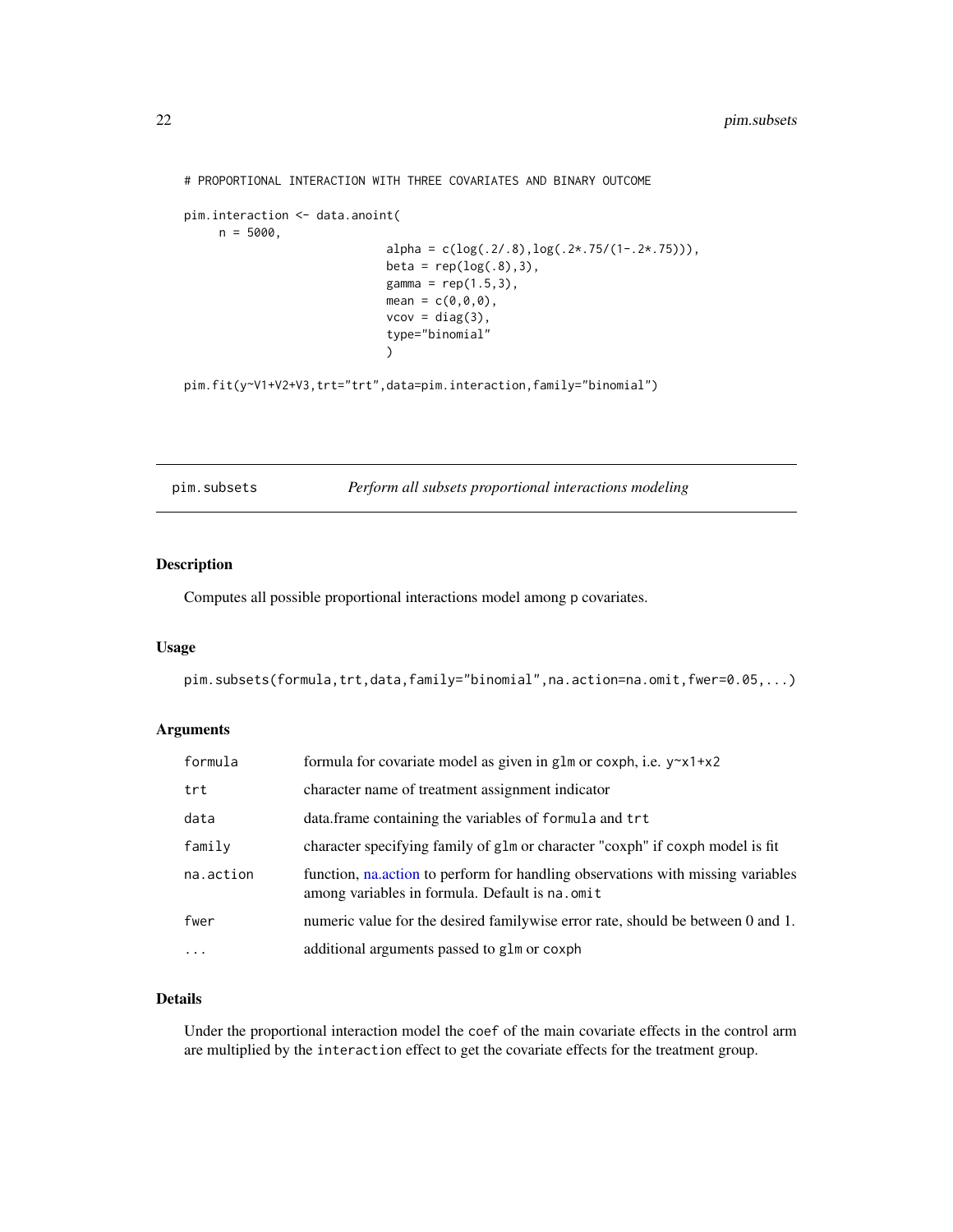```
# PROPORTIONAL INTERACTION WITH THREE COVARIATES AND BINARY OUTCOME

pim.interaction <- data.anoint(
     n = 5000,
                             alpha = c(log(.2/.8),log(.2*.75/(1-.2*.75))),
                             beta = rep(log(.8),3),
                             gamma = rep(1.5,3),
                             mean = c(0,0,0),
                             vcov = diag(3),
                             type="binomial"
                             )

pim.fit(y~V1+V2+V3,trt="trt",data=pim.interaction,family="binomial")
```

---

## pim.subsets — *Perform all subsets proportional interactions modeling*

### Description

Computes all possible proportional interactions model among p covariates.

### Usage

```
pim.subsets(formula,trt,data,family="binomial",na.action=na.omit,fwer=0.05,...)
```

### Arguments

| Argument | Description |
|---|---|
| formula | formula for covariate model as given in glm or coxph, i.e. y~x1+x2 |
| trt | character name of treatment assignment indicator |
| data | data.frame containing the variables of formula and trt |
| family | character specifying family of glm or character "coxph" if coxph model is fit |
| na.action | function, na.action to perform for handling observations with missing variables among variables in formula. Default is na.omit |
| fwer | numeric value for the desired familywise error rate, should be between 0 and 1. |
| ... | additional arguments passed to glm or coxph |

### Details

Under the proportional interaction model the coef of the main covariate effects in the control arm are multiplied by the interaction effect to get the covariate effects for the treatment group.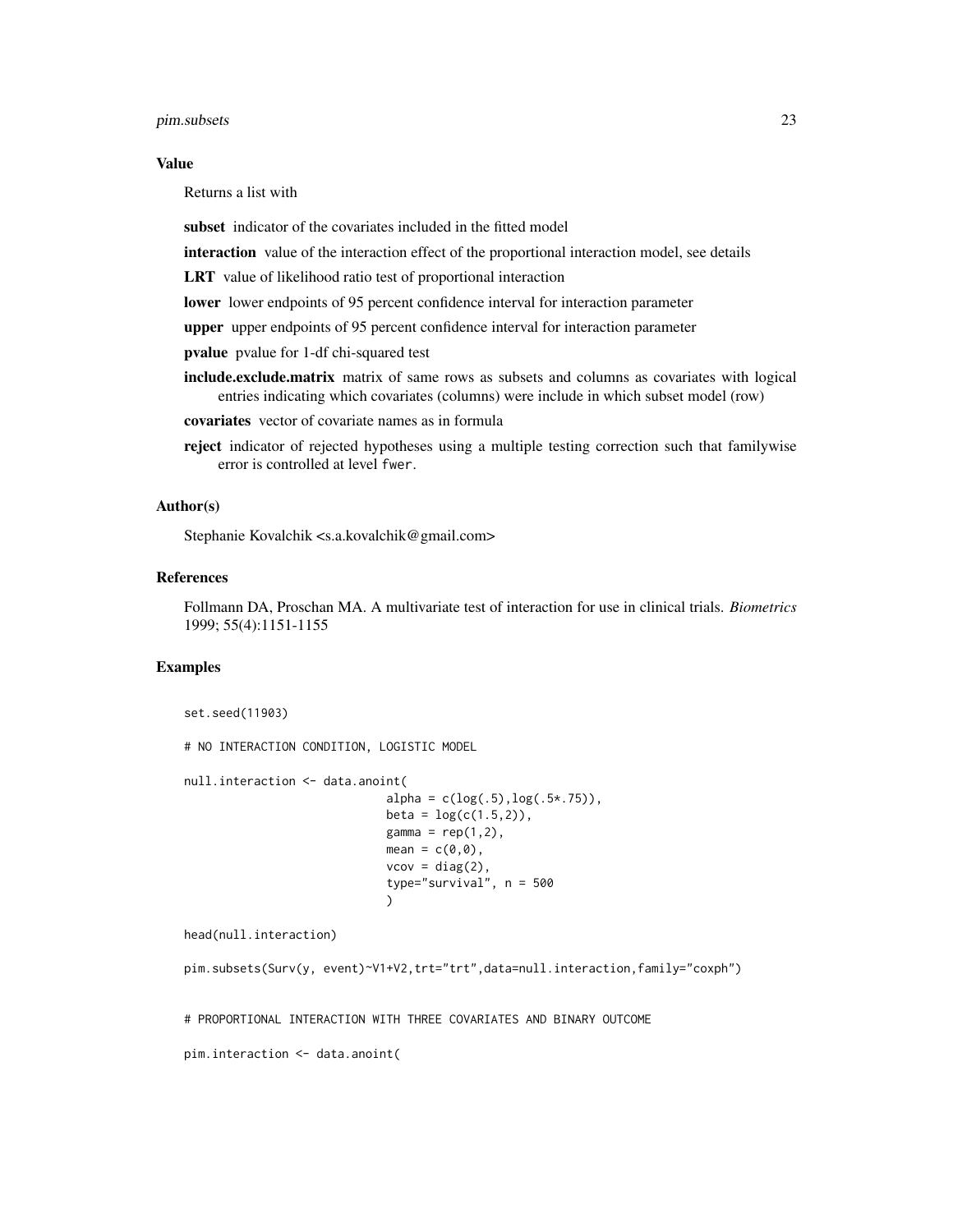### Value

Returns a list with

**subset** indicator of the covariates included in the fitted model

**interaction** value of the interaction effect of the proportional interaction model, see details

**LRT** value of likelihood ratio test of proportional interaction

**lower** lower endpoints of 95 percent confidence interval for interaction parameter

**upper** upper endpoints of 95 percent confidence interval for interaction parameter

**pvalue** pvalue for 1-df chi-squared test

**include.exclude.matrix** matrix of same rows as subsets and columns as covariates with logical entries indicating which covariates (columns) were include in which subset model (row)

**covariates** vector of covariate names as in formula

**reject** indicator of rejected hypotheses using a multiple testing correction such that familywise error is controlled at level fwer.

### Author(s)

Stephanie Kovalchik <s.a.kovalchik@gmail.com>

### References

Follmann DA, Proschan MA. A multivariate test of interaction for use in clinical trials. *Biometrics* 1999; 55(4):1151-1155

### Examples

```
set.seed(11903)

# NO INTERACTION CONDITION, LOGISTIC MODEL

null.interaction <- data.anoint(
                            alpha = c(log(.5),log(.5*.75)),
                            beta = log(c(1.5,2)),
                            gamma = rep(1,2),
                            mean = c(0,0),
                            vcov = diag(2),
                            type="survival", n = 500
                            )

head(null.interaction)

pim.subsets(Surv(y, event)~V1+V2,trt="trt",data=null.interaction,family="coxph")


# PROPORTIONAL INTERACTION WITH THREE COVARIATES AND BINARY OUTCOME

pim.interaction <- data.anoint(
```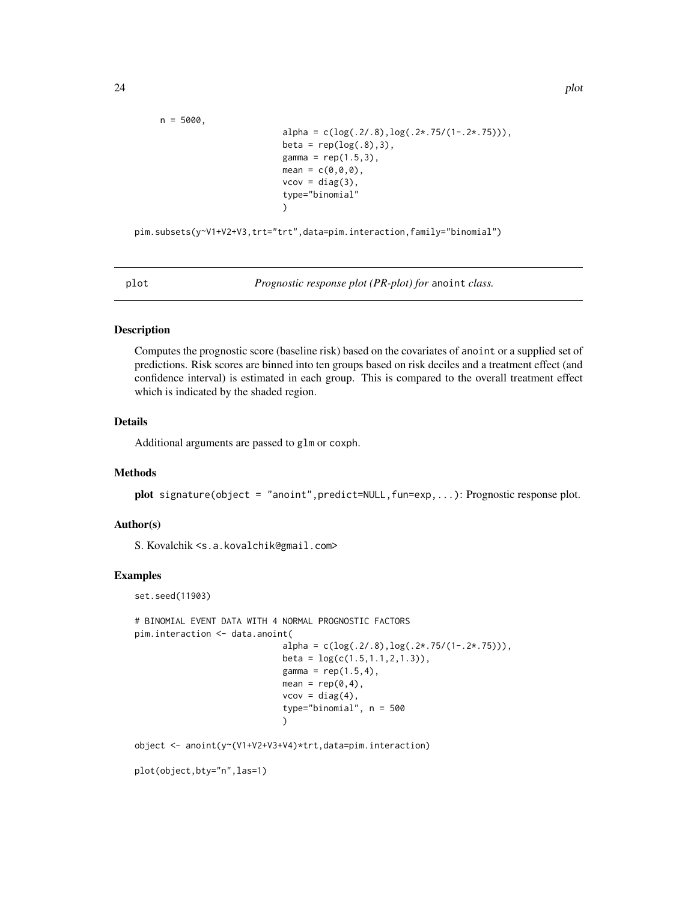```
n = 5000,
                            alpha = c(log(.2/.8),log(.2*.75/(1-.2*.75))),
                            beta = rep(log(.8),3),
                            gamma = rep(1.5,3),
                            mean = c(0,0,0),
                            vcov = diag(3),
                            type="binomial"
                            )

pim.subsets(y~V1+V2+V3,trt="trt",data=pim.interaction,family="binomial")
```

## plot — *Prognostic response plot (PR-plot) for* anoint *class.*

### Description

Computes the prognostic score (baseline risk) based on the covariates of anoint or a supplied set of predictions. Risk scores are binned into ten groups based on risk deciles and a treatment effect (and confidence interval) is estimated in each group. This is compared to the overall treatment effect which is indicated by the shaded region.

### Details

Additional arguments are passed to glm or coxph.

### Methods

**plot** signature(object = "anoint",predict=NULL,fun=exp,...): Prognostic response plot.

### Author(s)

S. Kovalchik <s.a.kovalchik@gmail.com>

### Examples

```
set.seed(11903)

# BINOMIAL EVENT DATA WITH 4 NORMAL PROGNOSTIC FACTORS
pim.interaction <- data.anoint(
                            alpha = c(log(.2/.8),log(.2*.75/(1-.2*.75))),
                            beta = log(c(1.5,1.1,2,1.3)),
                            gamma = rep(1.5,4),
                            mean = rep(0,4),
                            vcov = diag(4),
                            type="binomial", n = 500
                            )

object <- anoint(y~(V1+V2+V3+V4)*trt,data=pim.interaction)

plot(object,bty="n",las=1)
```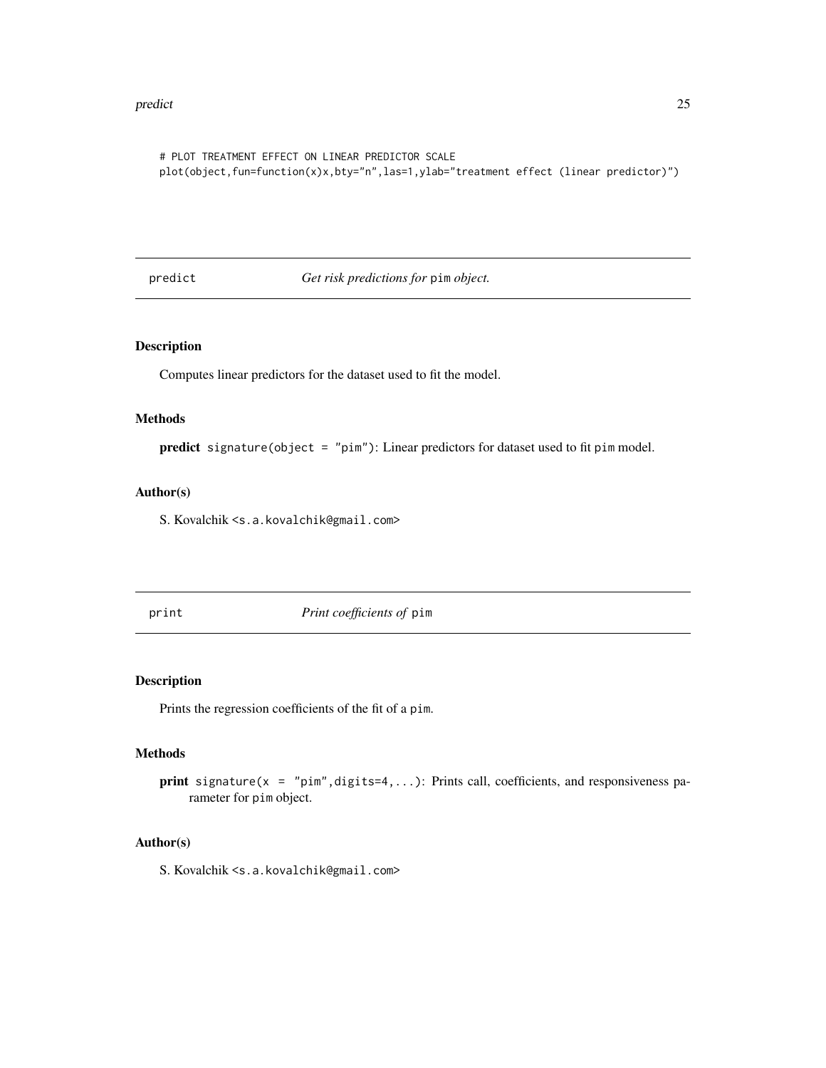```
# PLOT TREATMENT EFFECT ON LINEAR PREDICTOR SCALE
plot(object,fun=function(x)x,bty="n",las=1,ylab="treatment effect (linear predictor)")
```

## predict — *Get risk predictions for* `pim` *object.*

### Description

Computes linear predictors for the dataset used to fit the model.

### Methods

**predict** `signature(object = "pim")`: Linear predictors for dataset used to fit `pim` model.

### Author(s)

S. Kovalchik `<s.a.kovalchik@gmail.com>`

## print — *Print coefficients of* `pim`

### Description

Prints the regression coefficients of the fit of a `pim`.

### Methods

**print** `signature(x = "pim",digits=4,...)`: Prints call, coefficients, and responsiveness parameter for `pim` object.

### Author(s)

S. Kovalchik `<s.a.kovalchik@gmail.com>`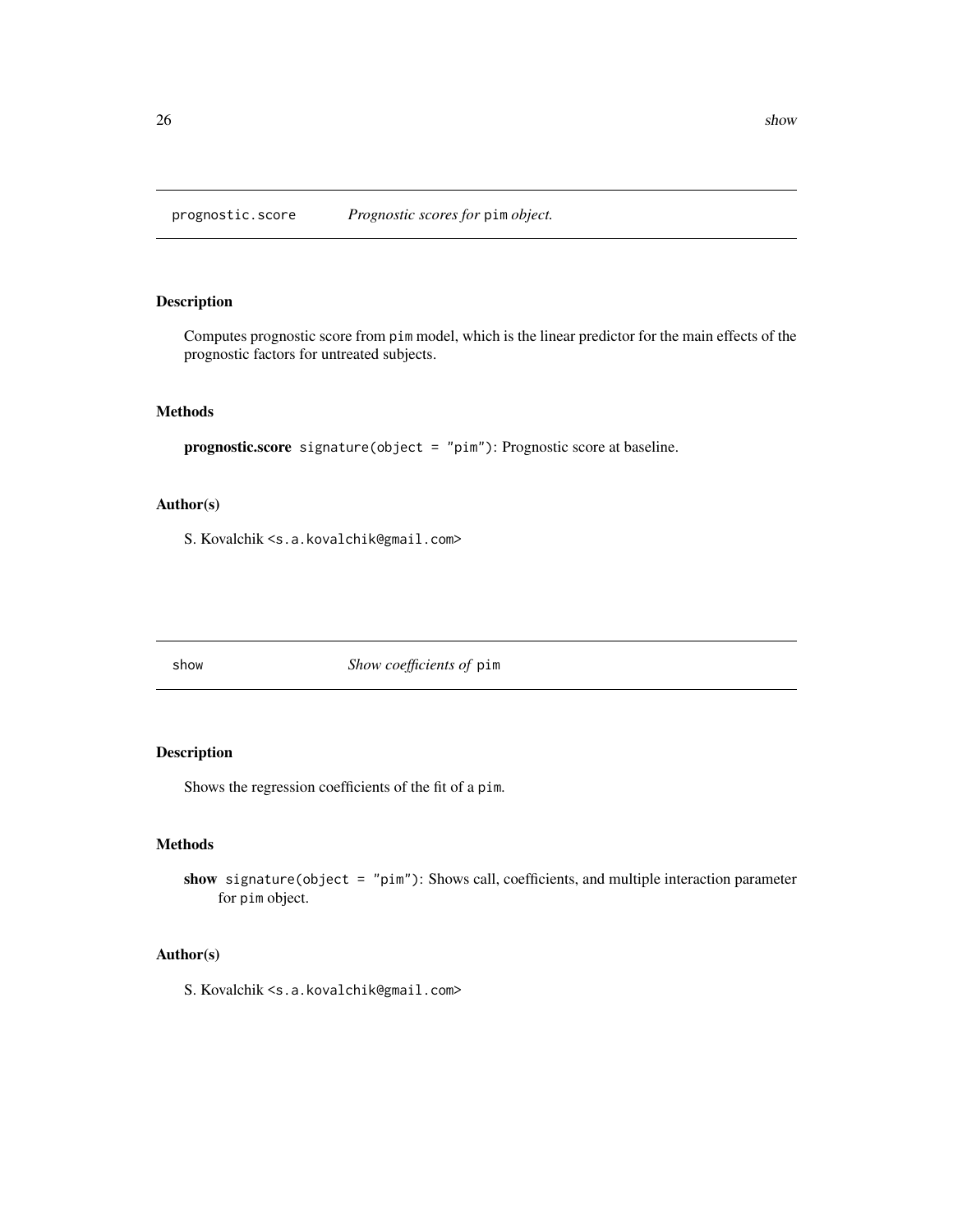## prognostic.score — *Prognostic scores for* `pim` *object.*

### Description

Computes prognostic score from `pim` model, which is the linear predictor for the main effects of the prognostic factors for untreated subjects.

### Methods

**prognostic.score** `signature(object = "pim")`: Prognostic score at baseline.

### Author(s)

S. Kovalchik `<s.a.kovalchik@gmail.com>`

## show — *Show coefficients of* `pim`

### Description

Shows the regression coefficients of the fit of a `pim`.

### Methods

**show** `signature(object = "pim")`: Shows call, coefficients, and multiple interaction parameter for `pim` object.

### Author(s)

S. Kovalchik `<s.a.kovalchik@gmail.com>`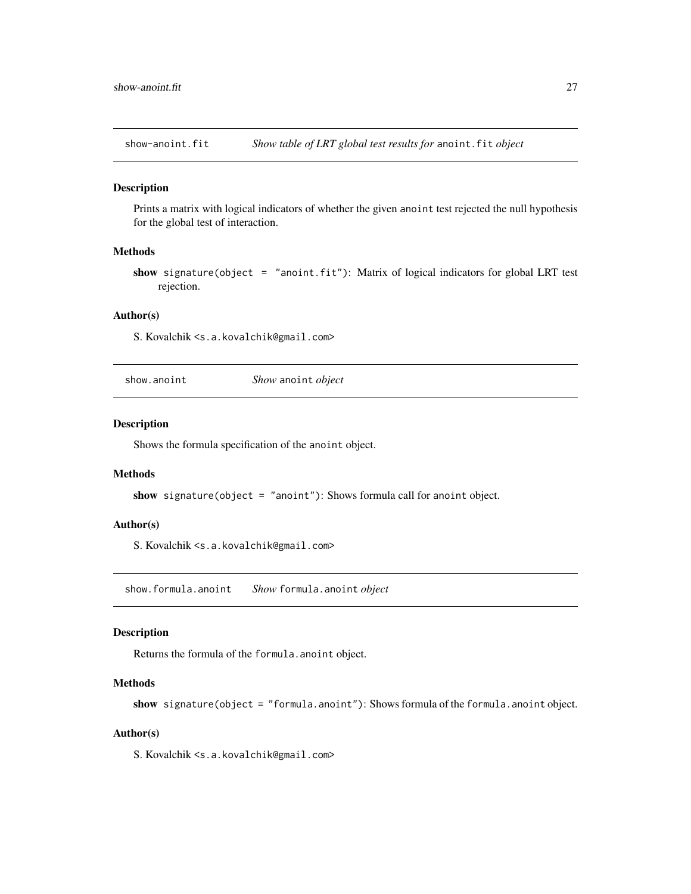## show-anoint.fit — *Show table of LRT global test results for* `anoint.fit` *object*

### Description

Prints a matrix with logical indicators of whether the given `anoint` test rejected the null hypothesis for the global test of interaction.

### Methods

**show** `signature(object = "anoint.fit")`: Matrix of logical indicators for global LRT test rejection.

### Author(s)

S. Kovalchik <`s.a.kovalchik@gmail.com`>

## show.anoint — *Show* `anoint` *object*

### Description

Shows the formula specification of the `anoint` object.

### Methods

**show** `signature(object = "anoint")`: Shows formula call for `anoint` object.

### Author(s)

S. Kovalchik <`s.a.kovalchik@gmail.com`>

## show.formula.anoint — *Show* `formula.anoint` *object*

### Description

Returns the formula of the `formula.anoint` object.

### Methods

**show** `signature(object = "formula.anoint")`: Shows formula of the `formula.anoint` object.

### Author(s)

S. Kovalchik <`s.a.kovalchik@gmail.com`>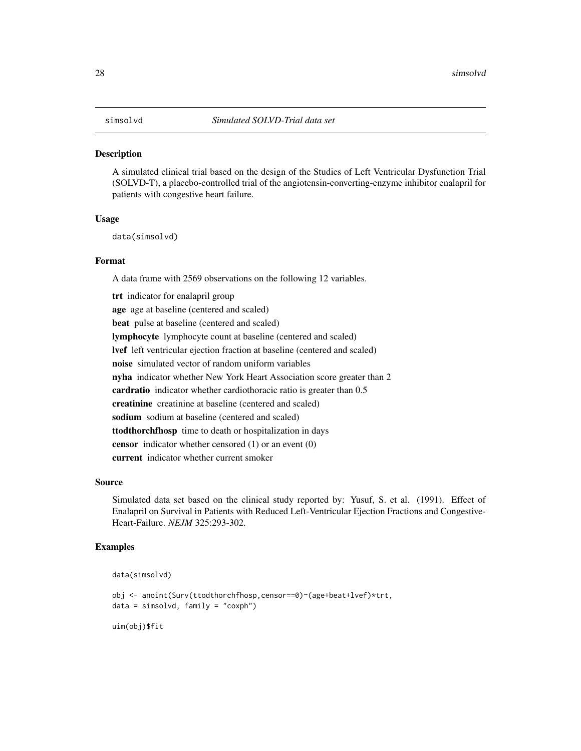## simsolvd *Simulated SOLVD-Trial data set*

### Description

A simulated clinical trial based on the design of the Studies of Left Ventricular Dysfunction Trial (SOLVD-T), a placebo-controlled trial of the angiotensin-converting-enzyme inhibitor enalapril for patients with congestive heart failure.

### Usage

```
data(simsolvd)
```

### Format

A data frame with 2569 observations on the following 12 variables.

**trt** indicator for enalapril group

**age** age at baseline (centered and scaled)

**beat** pulse at baseline (centered and scaled)

**lymphocyte** lymphocyte count at baseline (centered and scaled)

**lvef** left ventricular ejection fraction at baseline (centered and scaled)

**noise** simulated vector of random uniform variables

**nyha** indicator whether New York Heart Association score greater than 2

**cardratio** indicator whether cardiothoracic ratio is greater than 0.5

**creatinine** creatinine at baseline (centered and scaled)

**sodium** sodium at baseline (centered and scaled)

**ttodthorchfhosp** time to death or hospitalization in days

**censor** indicator whether censored (1) or an event (0)

**current** indicator whether current smoker

### Source

Simulated data set based on the clinical study reported by: Yusuf, S. et al. (1991). Effect of Enalapril on Survival in Patients with Reduced Left-Ventricular Ejection Fractions and Congestive-Heart-Failure. *NEJM* 325:293-302.

### Examples

```
data(simsolvd)

obj <- anoint(Surv(ttodthorchfhosp,censor==0)~(age+beat+lvef)*trt,
data = simsolvd, family = "coxph")

uim(obj)$fit
```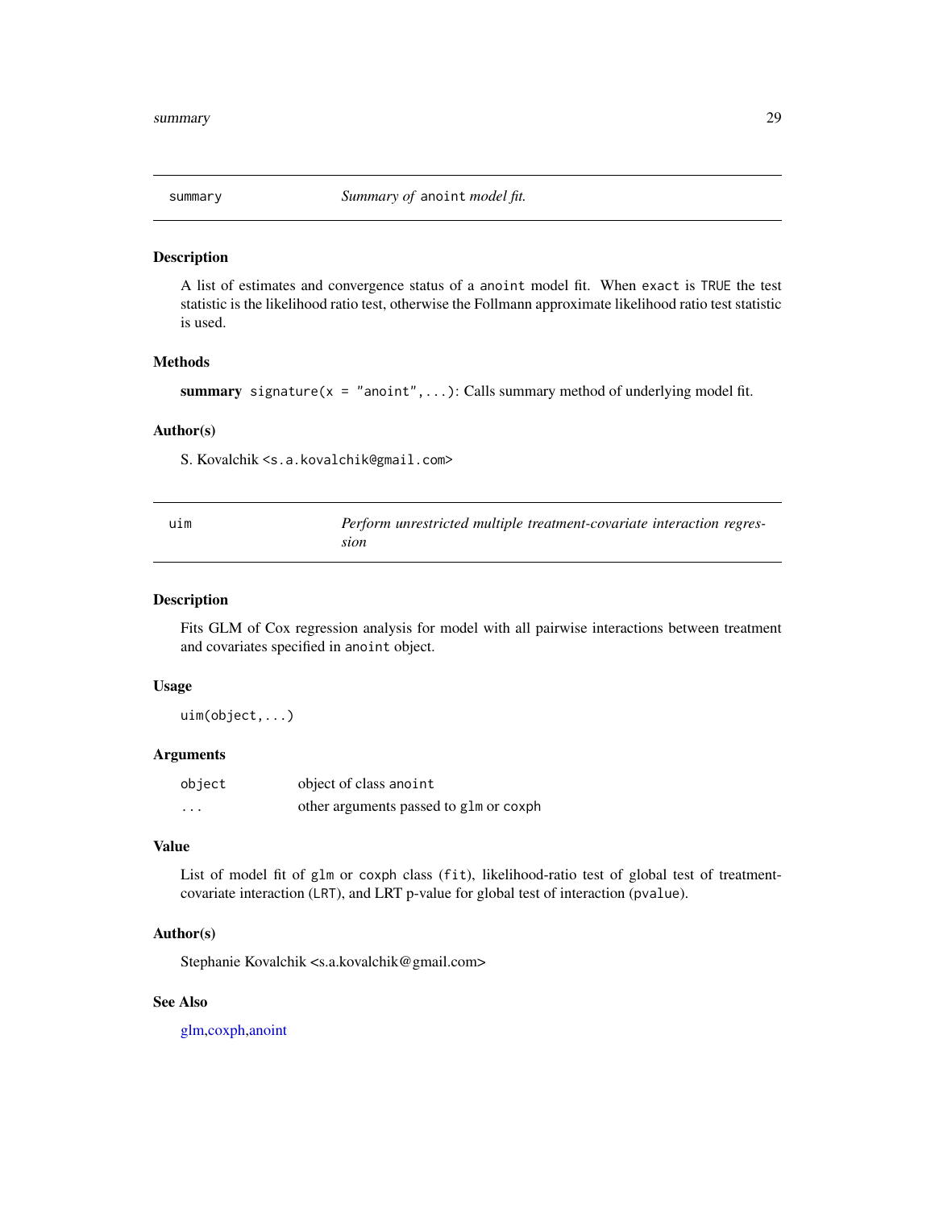## summary — *Summary of* `anoint` *model fit.*

### Description

A list of estimates and convergence status of a `anoint` model fit. When `exact` is `TRUE` the test statistic is the likelihood ratio test, otherwise the Follmann approximate likelihood ratio test statistic is used.

### Methods

**summary** `signature(x = "anoint",...)`: Calls summary method of underlying model fit.

### Author(s)

S. Kovalchik <s.a.kovalchik@gmail.com>

## uim — *Perform unrestricted multiple treatment-covariate interaction regression*

### Description

Fits GLM of Cox regression analysis for model with all pairwise interactions between treatment and covariates specified in `anoint` object.

### Usage

```
uim(object,...)
```

### Arguments

| | |
|---|---|
| `object` | object of class `anoint` |
| `...` | other arguments passed to `glm` or `coxph` |

### Value

List of model fit of `glm` or `coxph` class (`fit`), likelihood-ratio test of global test of treatment-covariate interaction (`LRT`), and LRT p-value for global test of interaction (`pvalue`).

### Author(s)

Stephanie Kovalchik <s.a.kovalchik@gmail.com>

### See Also

glm,coxph,anoint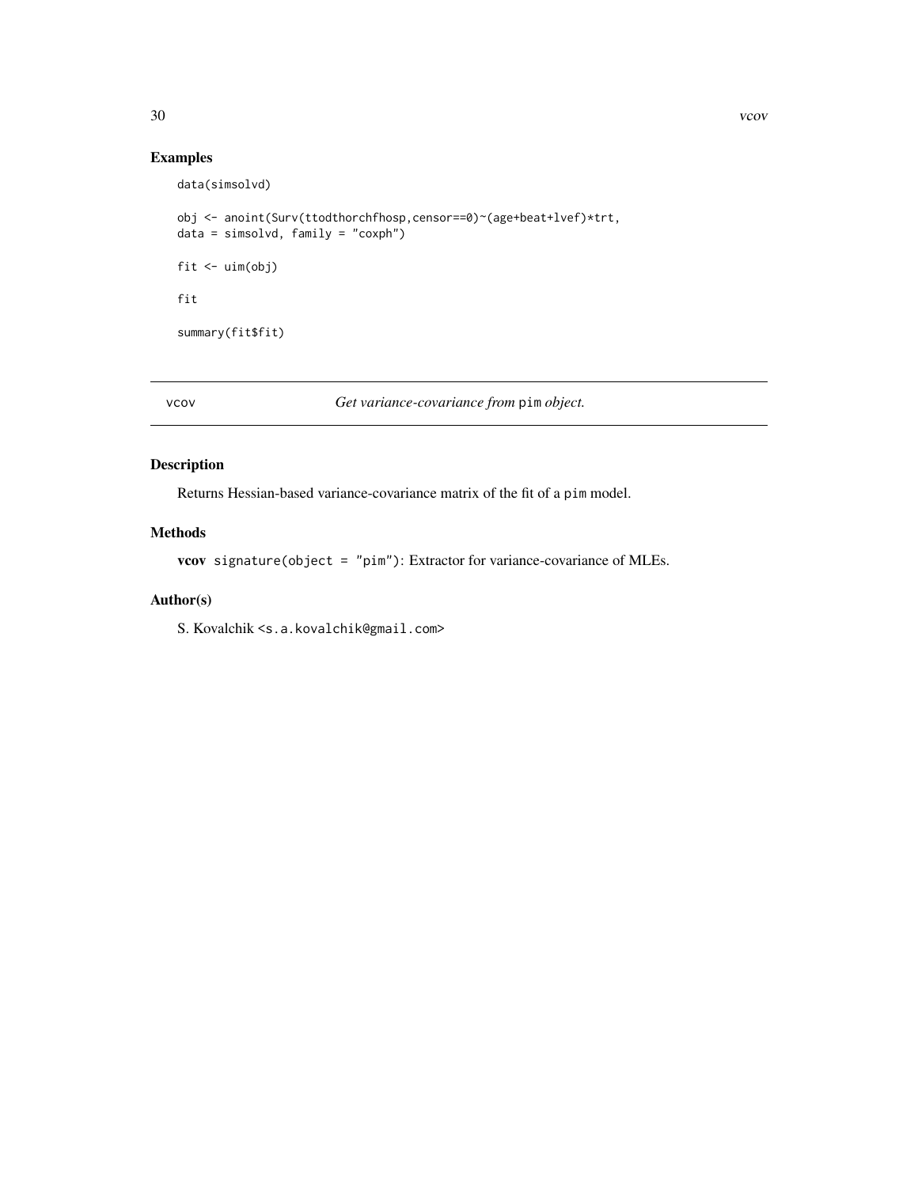## Examples

```
data(simsolvd)

obj <- anoint(Surv(ttodthorchfhosp,censor==0)~(age+beat+lvef)*trt,
data = simsolvd, family = "coxph")

fit <- uim(obj)

fit

summary(fit$fit)
```

---

# vcov — *Get variance-covariance from* pim *object.*

---

## Description

Returns Hessian-based variance-covariance matrix of the fit of a pim model.

## Methods

**vcov** signature(object = "pim"): Extractor for variance-covariance of MLEs.

## Author(s)

S. Kovalchik <s.a.kovalchik@gmail.com>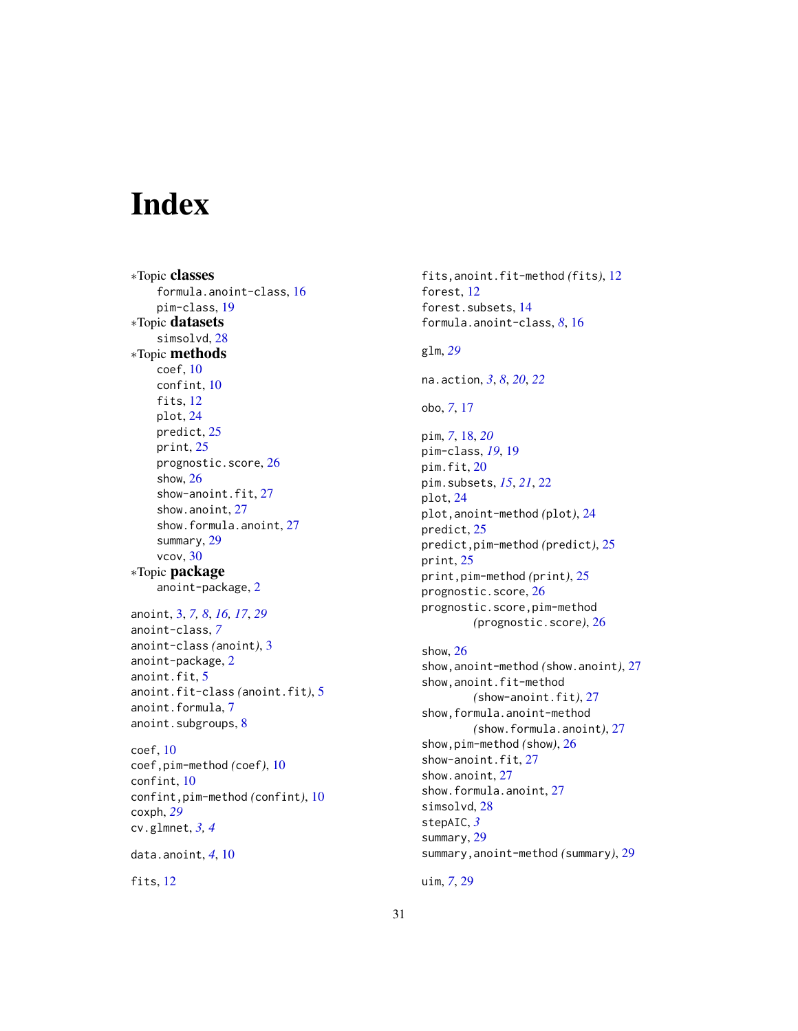# Index

∗Topic **classes**
- formula.anoint-class, 16
- pim-class, 19

∗Topic **datasets**
- simsolvd, 28

∗Topic **methods**
- coef, 10
- confint, 10
- fits, 12
- plot, 24
- predict, 25
- print, 25
- prognostic.score, 26
- show, 26
- show-anoint.fit, 27
- show.anoint, 27
- show.formula.anoint, 27
- summary, 29
- vcov, 30

∗Topic **package**
- anoint-package, 2

anoint, 3, *7, 8*, *16, 17*, *29*
anoint-class, *7*
anoint-class *(*anoint*)*, 3
anoint-package, 2
anoint.fit, 5
anoint.fit-class *(*anoint.fit*)*, 5
anoint.formula, 7
anoint.subgroups, 8

coef, 10
coef,pim-method *(*coef*)*, 10
confint, 10
confint,pim-method *(*confint*)*, 10
coxph, *29*
cv.glmnet, *3, 4*

data.anoint, *4*, 10

fits, 12
fits,anoint.fit-method *(*fits*)*, 12
forest, 12
forest.subsets, 14
formula.anoint-class, *8*, 16

glm, *29*

na.action, *3*, *8*, *20*, *22*

obo, *7*, 17

pim, *7*, 18, *20*
pim-class, *19*, 19
pim.fit, 20
pim.subsets, *15*, *21*, 22
plot, 24
plot,anoint-method *(*plot*)*, 24
predict, 25
predict,pim-method *(*predict*)*, 25
print, 25
print,pim-method *(*print*)*, 25
prognostic.score, 26
prognostic.score,pim-method *(*prognostic.score*)*, 26

show, 26
show,anoint-method *(*show.anoint*)*, 27
show,anoint.fit-method *(*show-anoint.fit*)*, 27
show,formula.anoint-method *(*show.formula.anoint*)*, 27
show,pim-method *(*show*)*, 26
show-anoint.fit, 27
show.anoint, 27
show.formula.anoint, 27
simsolvd, 28
stepAIC, *3*
summary, 29
summary,anoint-method *(*summary*)*, 29

uim, *7*, 29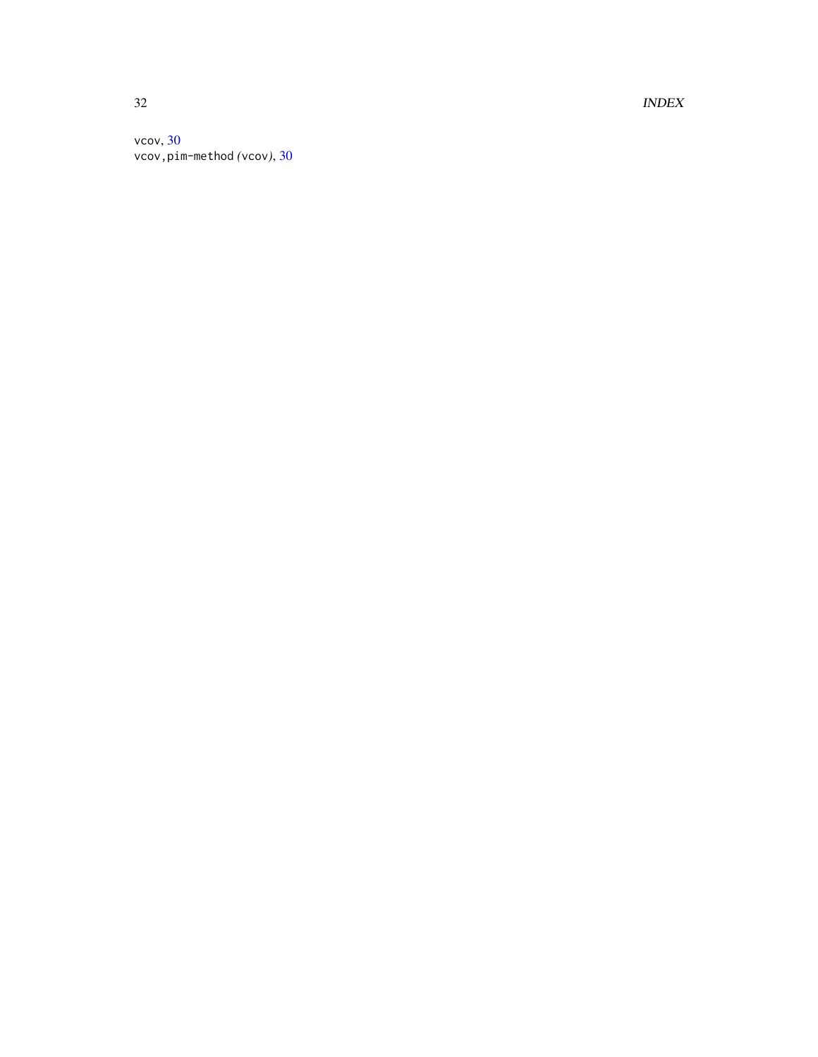vcov, 30
vcov,pim-method (vcov), 30